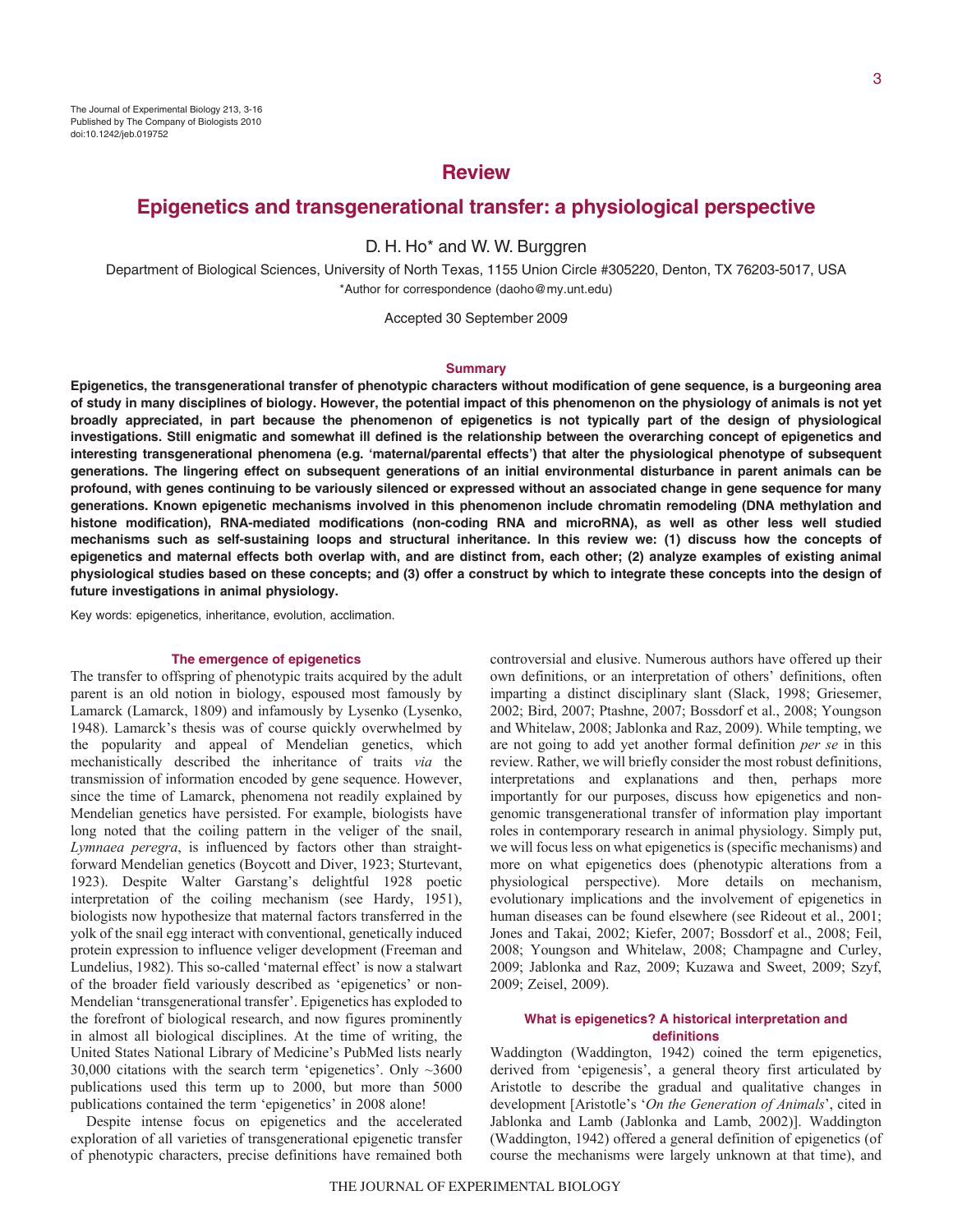The Journal of Experimental Biology 213, 3-16
Published by The Company of Biologists 2010
doi:10.1242/jeb.019752

## Review

# Epigenetics and transgenerational transfer: a physiological perspective

D. H. Ho* and W. W. Burggren

Department of Biological Sciences, University of North Texas, 1155 Union Circle #305220, Denton, TX 76203-5017, USA

*Author for correspondence (daoho@my.unt.edu)

Accepted 30 September 2009

### Summary

**Epigenetics, the transgenerational transfer of phenotypic characters without modification of gene sequence, is a burgeoning area of study in many disciplines of biology. However, the potential impact of this phenomenon on the physiology of animals is not yet broadly appreciated, in part because the phenomenon of epigenetics is not typically part of the design of physiological investigations. Still enigmatic and somewhat ill defined is the relationship between the overarching concept of epigenetics and interesting transgenerational phenomena (e.g. 'maternal/parental effects') that alter the physiological phenotype of subsequent generations. The lingering effect on subsequent generations of an initial environmental disturbance in parent animals can be profound, with genes continuing to be variously silenced or expressed without an associated change in gene sequence for many generations. Known epigenetic mechanisms involved in this phenomenon include chromatin remodeling (DNA methylation and histone modification), RNA-mediated modifications (non-coding RNA and microRNA), as well as other less well studied mechanisms such as self-sustaining loops and structural inheritance. In this review we: (1) discuss how the concepts of epigenetics and maternal effects both overlap with, and are distinct from, each other; (2) analyze examples of existing animal physiological studies based on these concepts; and (3) offer a construct by which to integrate these concepts into the design of future investigations in animal physiology.**

Key words: epigenetics, inheritance, evolution, acclimation.

### The emergence of epigenetics

The transfer to offspring of phenotypic traits acquired by the adult parent is an old notion in biology, espoused most famously by Lamarck (Lamarck, 1809) and infamously by Lysenko (Lysenko, 1948). Lamarck's thesis was of course quickly overwhelmed by the popularity and appeal of Mendelian genetics, which mechanistically described the inheritance of traits *via* the transmission of information encoded by gene sequence. However, since the time of Lamarck, phenomena not readily explained by Mendelian genetics have persisted. For example, biologists have long noted that the coiling pattern in the veliger of the snail, *Lymnaea peregra*, is influenced by factors other than straight-forward Mendelian genetics (Boycott and Diver, 1923; Sturtevant, 1923). Despite Walter Garstang's delightful 1928 poetic interpretation of the coiling mechanism (see Hardy, 1951), biologists now hypothesize that maternal factors transferred in the yolk of the snail egg interact with conventional, genetically induced protein expression to influence veliger development (Freeman and Lundelius, 1982). This so-called 'maternal effect' is now a stalwart of the broader field variously described as 'epigenetics' or non-Mendelian 'transgenerational transfer'. Epigenetics has exploded to the forefront of biological research, and now figures prominently in almost all biological disciplines. At the time of writing, the United States National Library of Medicine's PubMed lists nearly 30,000 citations with the search term 'epigenetics'. Only ~3600 publications used this term up to 2000, but more than 5000 publications contained the term 'epigenetics' in 2008 alone!

Despite intense focus on epigenetics and the accelerated exploration of all varieties of transgenerational epigenetic transfer of phenotypic characters, precise definitions have remained both controversial and elusive. Numerous authors have offered up their own definitions, or an interpretation of others' definitions, often imparting a distinct disciplinary slant (Slack, 1998; Griesemer, 2002; Bird, 2007; Ptashne, 2007; Bossdorf et al., 2008; Youngson and Whitelaw, 2008; Jablonka and Raz, 2009). While tempting, we are not going to add yet another formal definition *per se* in this review. Rather, we will briefly consider the most robust definitions, interpretations and explanations and then, perhaps more importantly for our purposes, discuss how epigenetics and non-genomic transgenerational transfer of information play important roles in contemporary research in animal physiology. Simply put, we will focus less on what epigenetics is (specific mechanisms) and more on what epigenetics does (phenotypic alterations from a physiological perspective). More details on mechanism, evolutionary implications and the involvement of epigenetics in human diseases can be found elsewhere (see Rideout et al., 2001; Jones and Takai, 2002; Kiefer, 2007; Bossdorf et al., 2008; Feil, 2008; Youngson and Whitelaw, 2008; Champagne and Curley, 2009; Jablonka and Raz, 2009; Kuzawa and Sweet, 2009; Szyf, 2009; Zeisel, 2009).

### What is epigenetics? A historical interpretation and definitions

Waddington (Waddington, 1942) coined the term epigenetics, derived from 'epigenesis', a general theory first articulated by Aristotle to describe the gradual and qualitative changes in development [Aristotle's '*On the Generation of Animals*', cited in Jablonka and Lamb (Jablonka and Lamb, 2002)]. Waddington (Waddington, 1942) offered a general definition of epigenetics (of course the mechanisms were largely unknown at that time), and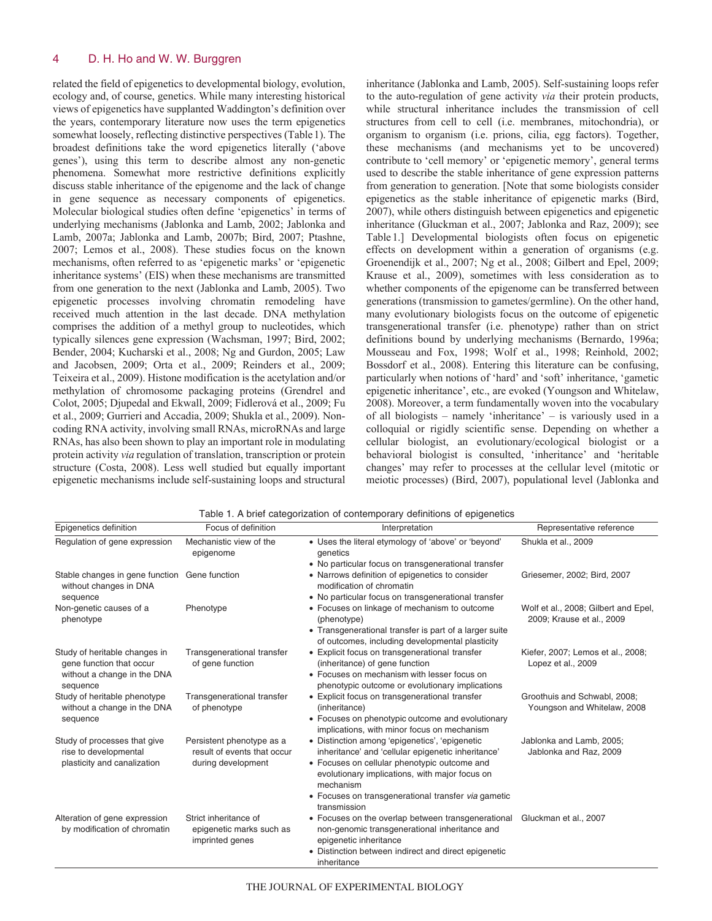related the field of epigenetics to developmental biology, evolution, ecology and, of course, genetics. While many interesting historical views of epigenetics have supplanted Waddington's definition over the years, contemporary literature now uses the term epigenetics somewhat loosely, reflecting distinctive perspectives (Table 1). The broadest definitions take the word epigenetics literally ('above genes'), using this term to describe almost any non-genetic phenomena. Somewhat more restrictive definitions explicitly discuss stable inheritance of the epigenome and the lack of change in gene sequence as necessary components of epigenetics. Molecular biological studies often define 'epigenetics' in terms of underlying mechanisms (Jablonka and Lamb, 2002; Jablonka and Lamb, 2007a; Jablonka and Lamb, 2007b; Bird, 2007; Ptashne, 2007; Lemos et al., 2008). These studies focus on the known mechanisms, often referred to as 'epigenetic marks' or 'epigenetic inheritance systems' (EIS) when these mechanisms are transmitted from one generation to the next (Jablonka and Lamb, 2005). Two epigenetic processes involving chromatin remodeling have received much attention in the last decade. DNA methylation comprises the addition of a methyl group to nucleotides, which typically silences gene expression (Wachsman, 1997; Bird, 2002; Bender, 2004; Kucharski et al., 2008; Ng and Gurdon, 2005; Law and Jacobsen, 2009; Orta et al., 2009; Reinders et al., 2009; Teixeira et al., 2009). Histone modification is the acetylation and/or methylation of chromosome packaging proteins (Grendrel and Colot, 2005; Djupedal and Ekwall, 2009; Fidlerová et al., 2009; Fu et al., 2009; Gurrieri and Accadia, 2009; Shukla et al., 2009). Non-coding RNA activity, involving small RNAs, microRNAs and large RNAs, has also been shown to play an important role in modulating protein activity *via* regulation of translation, transcription or protein structure (Costa, 2008). Less well studied but equally important epigenetic mechanisms include self-sustaining loops and structural inheritance (Jablonka and Lamb, 2005). Self-sustaining loops refer to the auto-regulation of gene activity *via* their protein products, while structural inheritance includes the transmission of cell structures from cell to cell (i.e. membranes, mitochondria), or organism to organism (i.e. prions, cilia, egg factors). Together, these mechanisms (and mechanisms yet to be uncovered) contribute to 'cell memory' or 'epigenetic memory', general terms used to describe the stable inheritance of gene expression patterns from generation to generation. [Note that some biologists consider epigenetics as the stable inheritance of epigenetic marks (Bird, 2007), while others distinguish between epigenetics and epigenetic inheritance (Gluckman et al., 2007; Jablonka and Raz, 2009); see Table 1.] Developmental biologists often focus on epigenetic effects on development within a generation of organisms (e.g. Groenendijk et al., 2007; Ng et al., 2008; Gilbert and Epel, 2009; Krause et al., 2009), sometimes with less consideration as to whether components of the epigenome can be transferred between generations (transmission to gametes/germline). On the other hand, many evolutionary biologists focus on the outcome of epigenetic transgenerational transfer (i.e. phenotype) rather than on strict definitions bound by underlying mechanisms (Bernardo, 1996a; Mousseau and Fox, 1998; Wolf et al., 1998; Reinhold, 2002; Bossdorf et al., 2008). Entering this literature can be confusing, particularly when notions of 'hard' and 'soft' inheritance, 'gametic epigenetic inheritance', etc., are evoked (Youngson and Whitelaw, 2008). Moreover, a term fundamentally woven into the vocabulary of all biologists – namely 'inheritance' – is variously used in a colloquial or rigidly scientific sense. Depending on whether a cellular biologist, an evolutionary/ecological biologist or a behavioral biologist is consulted, 'inheritance' and 'heritable changes' may refer to processes at the cellular level (mitotic or meiotic processes) (Bird, 2007), populational level (Jablonka and

Table 1. A brief categorization of contemporary definitions of epigenetics

| Epigenetics definition | Focus of definition | Interpretation | Representative reference |
|---|---|---|---|
| Regulation of gene expression | Mechanistic view of the epigenome | • Uses the literal etymology of 'above' or 'beyond' genetics<br>• No particular focus on transgenerational transfer | Shukla et al., 2009 |
| Stable changes in gene function without changes in DNA sequence | Gene function | • Narrows definition of epigenetics to consider modification of chromatin<br>• No particular focus on transgenerational transfer | Griesemer, 2002; Bird, 2007 |
| Non-genetic causes of a phenotype | Phenotype | • Focuses on linkage of mechanism to outcome (phenotype)<br>• Transgenerational transfer is part of a larger suite of outcomes, including developmental plasticity | Wolf et al., 2008; Gilbert and Epel, 2009; Krause et al., 2009 |
| Study of heritable changes in gene function that occur without a change in the DNA sequence | Transgenerational transfer of gene function | • Explicit focus on transgenerational transfer (inheritance) of gene function<br>• Focuses on mechanism with lesser focus on phenotypic outcome or evolutionary implications | Kiefer, 2007; Lemos et al., 2008; Lopez et al., 2009 |
| Study of heritable phenotype without a change in the DNA sequence | Transgenerational transfer of phenotype | • Explicit focus on transgenerational transfer (inheritance)<br>• Focuses on phenotypic outcome and evolutionary implications, with minor focus on mechanism | Groothuis and Schwabl, 2008; Youngson and Whitelaw, 2008 |
| Study of processes that give rise to developmental plasticity and canalization | Persistent phenotype as a result of events that occur during development | • Distinction among 'epigenetics', 'epigenetic inheritance' and 'cellular epigenetic inheritance'<br>• Focuses on cellular phenotypic outcome and evolutionary implications, with major focus on mechanism<br>• Focuses on transgenerational transfer *via* gametic transmission | Jablonka and Lamb, 2005; Jablonka and Raz, 2009 |
| Alteration of gene expression by modification of chromatin | Strict inheritance of epigenetic marks such as imprinted genes | • Focuses on the overlap between transgenerational non-genomic transgenerational inheritance and epigenetic inheritance<br>• Distinction between indirect and direct epigenetic inheritance | Gluckman et al., 2007 |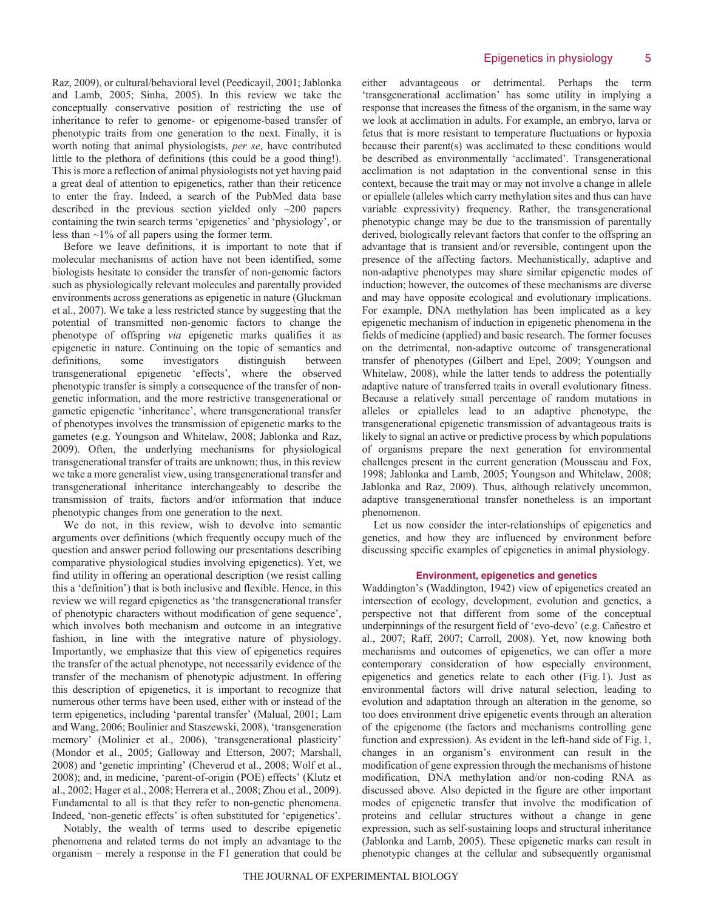Raz, 2009), or cultural/behavioral level (Peedicayil, 2001; Jablonka and Lamb, 2005; Sinha, 2005). In this review we take the conceptually conservative position of restricting the use of inheritance to refer to genome- or epigenome-based transfer of phenotypic traits from one generation to the next. Finally, it is worth noting that animal physiologists, *per se*, have contributed little to the plethora of definitions (this could be a good thing!). This is more a reflection of animal physiologists not yet having paid a great deal of attention to epigenetics, rather than their reticence to enter the fray. Indeed, a search of the PubMed data base described in the previous section yielded only ~200 papers containing the twin search terms 'epigenetics' and 'physiology', or less than ~1% of all papers using the former term.

Before we leave definitions, it is important to note that if molecular mechanisms of action have not been identified, some biologists hesitate to consider the transfer of non-genomic factors such as physiologically relevant molecules and parentally provided environments across generations as epigenetic in nature (Gluckman et al., 2007). We take a less restricted stance by suggesting that the potential of transmitted non-genomic factors to change the phenotype of offspring *via* epigenetic marks qualifies it as epigenetic in nature. Continuing on the topic of semantics and definitions, some investigators distinguish between transgenerational epigenetic 'effects', where the observed phenotypic transfer is simply a consequence of the transfer of non-genetic information, and the more restrictive transgenerational or gametic epigenetic 'inheritance', where transgenerational transfer of phenotypes involves the transmission of epigenetic marks to the gametes (e.g. Youngson and Whitelaw, 2008; Jablonka and Raz, 2009). Often, the underlying mechanisms for physiological transgenerational transfer of traits are unknown; thus, in this review we take a more generalist view, using transgenerational transfer and transgenerational inheritance interchangeably to describe the transmission of traits, factors and/or information that induce phenotypic changes from one generation to the next.

We do not, in this review, wish to devolve into semantic arguments over definitions (which frequently occupy much of the question and answer period following our presentations describing comparative physiological studies involving epigenetics). Yet, we find utility in offering an operational description (we resist calling this a 'definition') that is both inclusive and flexible. Hence, in this review we will regard epigenetics as 'the transgenerational transfer of phenotypic characters without modification of gene sequence', which involves both mechanism and outcome in an integrative fashion, in line with the integrative nature of physiology. Importantly, we emphasize that this view of epigenetics requires the transfer of the actual phenotype, not necessarily evidence of the transfer of the mechanism of phenotypic adjustment. In offering this description of epigenetics, it is important to recognize that numerous other terms have been used, either with or instead of the term epigenetics, including 'parental transfer' (Malual, 2001; Lam and Wang, 2006; Boulinier and Staszewski, 2008), 'transgeneration memory' (Molinier et al., 2006), 'transgenerational plasticity' (Mondor et al., 2005; Galloway and Etterson, 2007; Marshall, 2008) and 'genetic imprinting' (Cheverud et al., 2008; Wolf et al., 2008); and, in medicine, 'parent-of-origin (POE) effects' (Klutz et al., 2002; Hager et al., 2008; Herrera et al., 2008; Zhou et al., 2009). Fundamental to all is that they refer to non-genetic phenomena. Indeed, 'non-genetic effects' is often substituted for 'epigenetics'.

Notably, the wealth of terms used to describe epigenetic phenomena and related terms do not imply an advantage to the organism – merely a response in the F1 generation that could be either advantageous or detrimental. Perhaps the term 'transgenerational acclimation' has some utility in implying a response that increases the fitness of the organism, in the same way we look at acclimation in adults. For example, an embryo, larva or fetus that is more resistant to temperature fluctuations or hypoxia because their parent(s) was acclimated to these conditions would be described as environmentally 'acclimated'. Transgenerational acclimation is not adaptation in the conventional sense in this context, because the trait may or may not involve a change in allele or epiallele (alleles which carry methylation sites and thus can have variable expressivity) frequency. Rather, the transgenerational phenotypic change may be due to the transmission of parentally derived, biologically relevant factors that confer to the offspring an advantage that is transient and/or reversible, contingent upon the presence of the affecting factors. Mechanistically, adaptive and non-adaptive phenotypes may share similar epigenetic modes of induction; however, the outcomes of these mechanisms are diverse and may have opposite ecological and evolutionary implications. For example, DNA methylation has been implicated as a key epigenetic mechanism of induction in epigenetic phenomena in the fields of medicine (applied) and basic research. The former focuses on the detrimental, non-adaptive outcome of transgenerational transfer of phenotypes (Gilbert and Epel, 2009; Youngson and Whitelaw, 2008), while the latter tends to address the potentially adaptive nature of transferred traits in overall evolutionary fitness. Because a relatively small percentage of random mutations in alleles or epialleles lead to an adaptive phenotype, the transgenerational epigenetic transmission of advantageous traits is likely to signal an active or predictive process by which populations of organisms prepare the next generation for environmental challenges present in the current generation (Mousseau and Fox, 1998; Jablonka and Lamb, 2005; Youngson and Whitelaw, 2008; Jablonka and Raz, 2009). Thus, although relatively uncommon, adaptive transgenerational transfer nonetheless is an important phenomenon.

Let us now consider the inter-relationships of epigenetics and genetics, and how they are influenced by environment before discussing specific examples of epigenetics in animal physiology.

## Environment, epigenetics and genetics

Waddington's (Waddington, 1942) view of epigenetics created an intersection of ecology, development, evolution and genetics, a perspective not that different from some of the conceptual underpinnings of the resurgent field of 'evo-devo' (e.g. Cañestro et al., 2007; Raff, 2007; Carroll, 2008). Yet, now knowing both mechanisms and outcomes of epigenetics, we can offer a more contemporary consideration of how especially environment, epigenetics and genetics relate to each other (Fig. 1). Just as environmental factors will drive natural selection, leading to evolution and adaptation through an alteration in the genome, so too does environment drive epigenetic events through an alteration of the epigenome (the factors and mechanisms controlling gene function and expression). As evident in the left-hand side of Fig. 1, changes in an organism's environment can result in the modification of gene expression through the mechanisms of histone modification, DNA methylation and/or non-coding RNA as discussed above. Also depicted in the figure are other important modes of epigenetic transfer that involve the modification of proteins and cellular structures without a change in gene expression, such as self-sustaining loops and structural inheritance (Jablonka and Lamb, 2005). These epigenetic marks can result in phenotypic changes at the cellular and subsequently organismal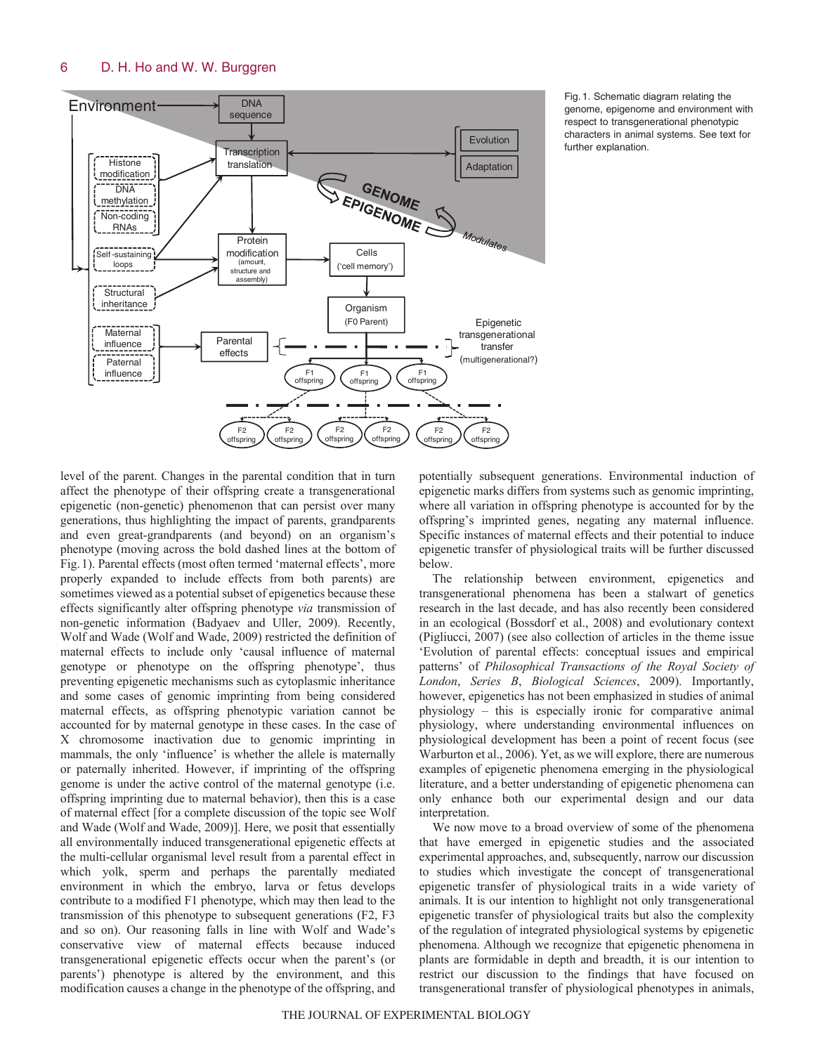Fig. 1. Schematic diagram relating the genome, epigenome and environment with respect to transgenerational phenotypic characters in animal systems. See text for further explanation.

level of the parent. Changes in the parental condition that in turn affect the phenotype of their offspring create a transgenerational epigenetic (non-genetic) phenomenon that can persist over many generations, thus highlighting the impact of parents, grandparents and even great-grandparents (and beyond) on an organism's phenotype (moving across the bold dashed lines at the bottom of Fig. 1). Parental effects (most often termed 'maternal effects', more properly expanded to include effects from both parents) are sometimes viewed as a potential subset of epigenetics because these effects significantly alter offspring phenotype *via* transmission of non-genetic information (Badyaev and Uller, 2009). Recently, Wolf and Wade (Wolf and Wade, 2009) restricted the definition of maternal effects to include only 'causal influence of maternal genotype or phenotype on the offspring phenotype', thus preventing epigenetic mechanisms such as cytoplasmic inheritance and some cases of genomic imprinting from being considered maternal effects, as offspring phenotypic variation cannot be accounted for by maternal genotype in these cases. In the case of X chromosome inactivation due to genomic imprinting in mammals, the only 'influence' is whether the allele is maternally or paternally inherited. However, if imprinting of the offspring genome is under the active control of the maternal genotype (i.e. offspring imprinting due to maternal behavior), then this is a case of maternal effect [for a complete discussion of the topic see Wolf and Wade (Wolf and Wade, 2009)]. Here, we posit that essentially all environmentally induced transgenerational epigenetic effects at the multi-cellular organismal level result from a parental effect in which yolk, sperm and perhaps the parentally mediated environment in which the embryo, larva or fetus develops contribute to a modified F1 phenotype, which may then lead to the transmission of this phenotype to subsequent generations (F2, F3 and so on). Our reasoning falls in line with Wolf and Wade's conservative view of maternal effects because induced transgenerational epigenetic effects occur when the parent's (or parents') phenotype is altered by the environment, and this modification causes a change in the phenotype of the offspring, and potentially subsequent generations. Environmental induction of epigenetic marks differs from systems such as genomic imprinting, where all variation in offspring phenotype is accounted for by the offspring's imprinted genes, negating any maternal influence. Specific instances of maternal effects and their potential to induce epigenetic transfer of physiological traits will be further discussed below.

The relationship between environment, epigenetics and transgenerational phenomena has been a stalwart of genetics research in the last decade, and has also recently been considered in an ecological (Bossdorf et al., 2008) and evolutionary context (Pigliucci, 2007) (see also collection of articles in the theme issue 'Evolution of parental effects: conceptual issues and empirical patterns' of *Philosophical Transactions of the Royal Society of London*, *Series B*, *Biological Sciences*, 2009). Importantly, however, epigenetics has not been emphasized in studies of animal physiology – this is especially ironic for comparative animal physiology, where understanding environmental influences on physiological development has been a point of recent focus (see Warburton et al., 2006). Yet, as we will explore, there are numerous examples of epigenetic phenomena emerging in the physiological literature, and a better understanding of epigenetic phenomena can only enhance both our experimental design and our data interpretation.

We now move to a broad overview of some of the phenomena that have emerged in epigenetic studies and the associated experimental approaches, and, subsequently, narrow our discussion to studies which investigate the concept of transgenerational epigenetic transfer of physiological traits in a wide variety of animals. It is our intention to highlight not only transgenerational epigenetic transfer of physiological traits but also the complexity of the regulation of integrated physiological systems by epigenetic phenomena. Although we recognize that epigenetic phenomena in plants are formidable in depth and breadth, it is our intention to restrict our discussion to the findings that have focused on transgenerational transfer of physiological phenotypes in animals,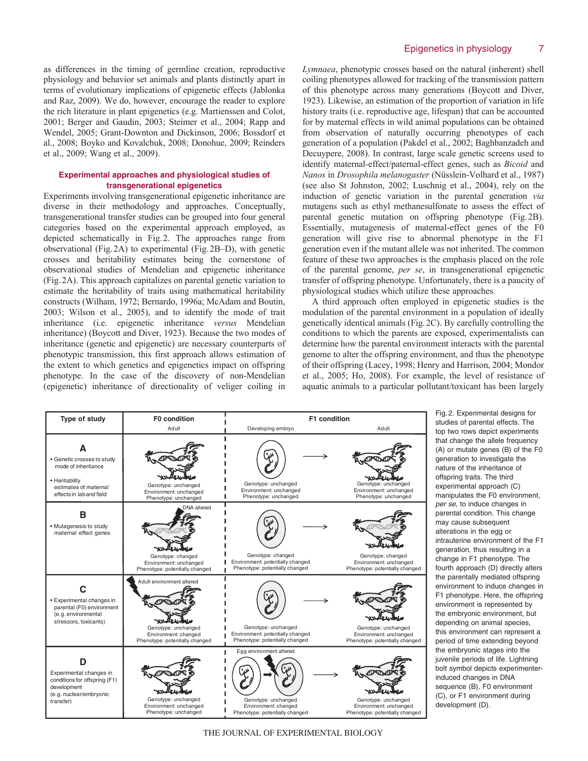as differences in the timing of germline creation, reproductive physiology and behavior set animals and plants distinctly apart in terms of evolutionary implications of epigenetic effects (Jablonka and Raz, 2009). We do, however, encourage the reader to explore the rich literature in plant epigenetics (e.g. Martienssen and Colot, 2001; Berger and Gaudin, 2003; Steimer et al., 2004; Rapp and Wendel, 2005; Grant-Downton and Dickinson, 2006; Bossdorf et al., 2008; Boyko and Kovalchuk, 2008; Donohue, 2009; Reinders et al., 2009; Wang et al., 2009).

## Experimental approaches and physiological studies of transgenerational epigenetics

Experiments involving transgenerational epigenetic inheritance are diverse in their methodology and approaches. Conceptually, transgenerational transfer studies can be grouped into four general categories based on the experimental approach employed, as depicted schematically in Fig. 2. The approaches range from observational (Fig. 2A) to experimental (Fig. 2B–D), with genetic crosses and heritability estimates being the cornerstone of observational studies of Mendelian and epigenetic inheritance (Fig. 2A). This approach capitalizes on parental genetic variation to estimate the heritability of traits using mathematical heritability constructs (Wilham, 1972; Bernardo, 1996a; McAdam and Boutin, 2003; Wilson et al., 2005), and to identify the mode of trait inheritance (i.e. epigenetic inheritance *versus* Mendelian inheritance) (Boycott and Diver, 1923). Because the two modes of inheritance (genetic and epigenetic) are necessary counterparts of phenotypic transmission, this first approach allows estimation of the extent to which genetics and epigenetics impact on offspring phenotype. In the case of the discovery of non-Mendelian (epigenetic) inheritance of directionality of veliger coiling in *Lymnaea*, phenotypic crosses based on the natural (inherent) shell coiling phenotypes allowed for tracking of the transmission pattern of this phenotype across many generations (Boycott and Diver, 1923). Likewise, an estimation of the proportion of variation in life history traits (i.e. reproductive age, lifespan) that can be accounted for by maternal effects in wild animal populations can be obtained from observation of naturally occurring phenotypes of each generation of a population (Pakdel et al., 2002; Baghbanzadeh and Decuypere, 2008). In contrast, large scale genetic screens used to identify maternal-effect/paternal-effect genes, such as *Bicoid* and *Nanos* in *Drosophila melanogaster* (Nüsslein-Volhard et al., 1987) (see also St Johnston, 2002; Luschnig et al., 2004), rely on the induction of genetic variation in the parental generation *via* mutagens such as ethyl methanesulfonate to assess the effect of parental genetic mutation on offspring phenotype (Fig. 2B). Essentially, mutagenesis of maternal-effect genes of the F0 generation will give rise to abnormal phenotype in the F1 generation even if the mutant allele was not inherited. The common feature of these two approaches is the emphasis placed on the role of the parental genome, *per se*, in transgenerational epigenetic transfer of offspring phenotype. Unfortunately, there is a paucity of physiological studies which utilize these approaches.

A third approach often employed in epigenetic studies is the modulation of the parental environment in a population of ideally genetically identical animals (Fig. 2C). By carefully controlling the conditions to which the parents are exposed, experimentalists can determine how the parental environment interacts with the parental genome to alter the offspring environment, and thus the phenotype of their offspring (Lacey, 1998; Henry and Harrison, 2004; Mondor et al., 2005; Ho, 2008). For example, the level of resistance of aquatic animals to a particular pollutant/toxicant has been largely

| Type of study | F0 condition (Adult) | F1 condition (Developing embryo) | F1 condition (Adult) |
|---|---|---|---|
| **A** • Genetic crosses to study mode of inheritance • Heritability estimates of maternal effects in lab and field | Genotype: unchanged<br>Environment: unchanged<br>Phenotype: unchanged | Genotype: unchanged<br>Environment: unchanged<br>Phenotype: unchanged | Genotype: unchanged<br>Environment: unchanged<br>Phenotype: unchanged |
| **B** • Mutagenesis to study maternal effect genes | DNA altered<br>Genotype: changed<br>Environment: unchanged<br>Phenotype: potentially changed | Genotype: changed<br>Environment: potentially changed<br>Phenotype: potentially changed | Genotype: changed<br>Environment: unchanged<br>Phenotype: potentially changed |
| **C** • Experimental changes in parental (F0) environment (e.g. environmental stressors, toxicants) | Adult environment altered<br>Genotype: unchanged<br>Environment: changed<br>Phenotype: potentially changed | Genotype: unchanged<br>Environment: potentially changed<br>Phenotype: potentially changed | Genotype: unchanged<br>Environment: unchanged<br>Phenotype: potentially changed |
| **D** Experimental changes in conditions for offspring (F1) development (e.g. nuclear/embryonic transfer) | Genotype: unchanged<br>Environment: unchanged<br>Phenotype: unchanged | Egg environment altered<br>Genotype: unchanged<br>Environment: changed<br>Phenotype: potentially changed | Genotype: unchanged<br>Environment: unchanged<br>Phenotype: potentially changed |

Fig. 2. Experimental designs for studies of parental effects. The top two rows depict experiments that change the allele frequency (A) or mutate genes (B) of the F0 generation to investigate the nature of the inheritance of offspring traits. The third experimental approach (C) manipulates the F0 environment, *per se*, to induce changes in parental condition. This change may cause subsequent alterations in the egg or intrauterine environment of the F1 generation, thus resulting in a change in F1 phenotype. The fourth approach (D) directly alters the parentally mediated offspring environment to induce changes in F1 phenotype. Here, the offspring environment is represented by the embryonic environment, but depending on animal species, this environment can represent a period of time extending beyond the embryonic stages into the juvenile periods of life. Lightning bolt symbol depicts experimenter-induced changes in DNA sequence (B), F0 environment (C), or F1 environment during development (D).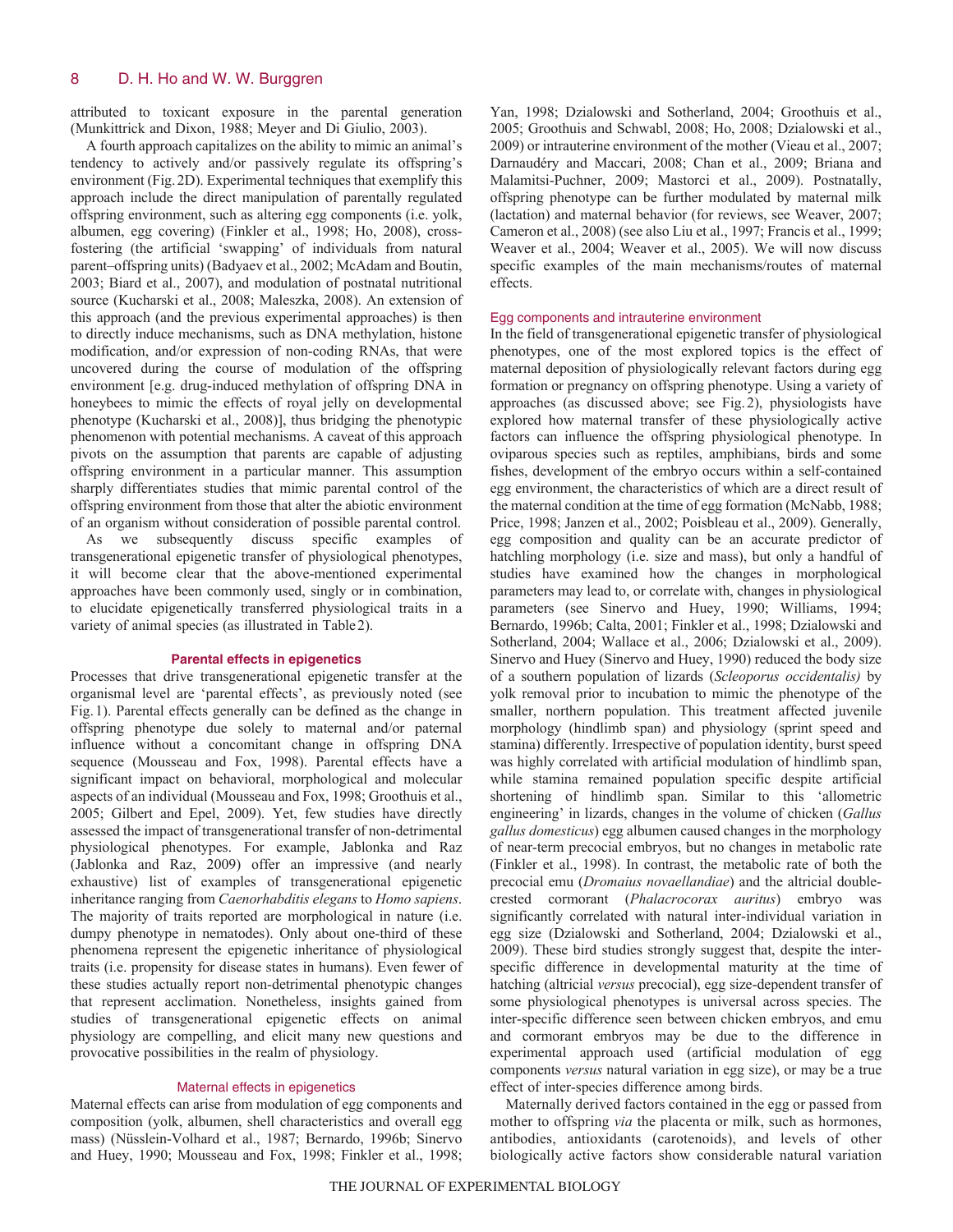attributed to toxicant exposure in the parental generation (Munkittrick and Dixon, 1988; Meyer and Di Giulio, 2003).

A fourth approach capitalizes on the ability to mimic an animal's tendency to actively and/or passively regulate its offspring's environment (Fig. 2D). Experimental techniques that exemplify this approach include the direct manipulation of parentally regulated offspring environment, such as altering egg components (i.e. yolk, albumen, egg covering) (Finkler et al., 1998; Ho, 2008), cross-fostering (the artificial 'swapping' of individuals from natural parent–offspring units) (Badyaev et al., 2002; McAdam and Boutin, 2003; Biard et al., 2007), and modulation of postnatal nutritional source (Kucharski et al., 2008; Maleszka, 2008). An extension of this approach (and the previous experimental approaches) is then to directly induce mechanisms, such as DNA methylation, histone modification, and/or expression of non-coding RNAs, that were uncovered during the course of modulation of the offspring environment [e.g. drug-induced methylation of offspring DNA in honeybees to mimic the effects of royal jelly on developmental phenotype (Kucharski et al., 2008)], thus bridging the phenotypic phenomenon with potential mechanisms. A caveat of this approach pivots on the assumption that parents are capable of adjusting offspring environment in a particular manner. This assumption sharply differentiates studies that mimic parental control of the offspring environment from those that alter the abiotic environment of an organism without consideration of possible parental control.

As we subsequently discuss specific examples of transgenerational epigenetic transfer of physiological phenotypes, it will become clear that the above-mentioned experimental approaches have been commonly used, singly or in combination, to elucidate epigenetically transferred physiological traits in a variety of animal species (as illustrated in Table 2).

## Parental effects in epigenetics

Processes that drive transgenerational epigenetic transfer at the organismal level are 'parental effects', as previously noted (see Fig. 1). Parental effects generally can be defined as the change in offspring phenotype due solely to maternal and/or paternal influence without a concomitant change in offspring DNA sequence (Mousseau and Fox, 1998). Parental effects have a significant impact on behavioral, morphological and molecular aspects of an individual (Mousseau and Fox, 1998; Groothuis et al., 2005; Gilbert and Epel, 2009). Yet, few studies have directly assessed the impact of transgenerational transfer of non-detrimental physiological phenotypes. For example, Jablonka and Raz (Jablonka and Raz, 2009) offer an impressive (and nearly exhaustive) list of examples of transgenerational epigenetic inheritance ranging from *Caenorhabditis elegans* to *Homo sapiens*. The majority of traits reported are morphological in nature (i.e. dumpy phenotype in nematodes). Only about one-third of these phenomena represent the epigenetic inheritance of physiological traits (i.e. propensity for disease states in humans). Even fewer of these studies actually report non-detrimental phenotypic changes that represent acclimation. Nonetheless, insights gained from studies of transgenerational epigenetic effects on animal physiology are compelling, and elicit many new questions and provocative possibilities in the realm of physiology.

### Maternal effects in epigenetics

Maternal effects can arise from modulation of egg components and composition (yolk, albumen, shell characteristics and overall egg mass) (Nüsslein-Volhard et al., 1987; Bernardo, 1996b; Sinervo and Huey, 1990; Mousseau and Fox, 1998; Finkler et al., 1998; Yan, 1998; Dzialowski and Sotherland, 2004; Groothuis et al., 2005; Groothuis and Schwabl, 2008; Ho, 2008; Dzialowski et al., 2009) or intrauterine environment of the mother (Vieau et al., 2007; Darnaudéry and Maccari, 2008; Chan et al., 2009; Briana and Malamitsi-Puchner, 2009; Mastorci et al., 2009). Postnatally, offspring phenotype can be further modulated by maternal milk (lactation) and maternal behavior (for reviews, see Weaver, 2007; Cameron et al., 2008) (see also Liu et al., 1997; Francis et al., 1999; Weaver et al., 2004; Weaver et al., 2005). We will now discuss specific examples of the main mechanisms/routes of maternal effects.

#### Egg components and intrauterine environment

In the field of transgenerational epigenetic transfer of physiological phenotypes, one of the most explored topics is the effect of maternal deposition of physiologically relevant factors during egg formation or pregnancy on offspring phenotype. Using a variety of approaches (as discussed above; see Fig. 2), physiologists have explored how maternal transfer of these physiologically active factors can influence the offspring physiological phenotype. In oviparous species such as reptiles, amphibians, birds and some fishes, development of the embryo occurs within a self-contained egg environment, the characteristics of which are a direct result of the maternal condition at the time of egg formation (McNabb, 1988; Price, 1998; Janzen et al., 2002; Poisbleau et al., 2009). Generally, egg composition and quality can be an accurate predictor of hatchling morphology (i.e. size and mass), but only a handful of studies have examined how the changes in morphological parameters may lead to, or correlate with, changes in physiological parameters (see Sinervo and Huey, 1990; Williams, 1994; Bernardo, 1996b; Calta, 2001; Finkler et al., 1998; Dzialowski and Sotherland, 2004; Wallace et al., 2006; Dzialowski et al., 2009). Sinervo and Huey (Sinervo and Huey, 1990) reduced the body size of a southern population of lizards (*Scleoporus occidentalis)* by yolk removal prior to incubation to mimic the phenotype of the smaller, northern population. This treatment affected juvenile morphology (hindlimb span) and physiology (sprint speed and stamina) differently. Irrespective of population identity, burst speed was highly correlated with artificial modulation of hindlimb span, while stamina remained population specific despite artificial shortening of hindlimb span. Similar to this 'allometric engineering' in lizards, changes in the volume of chicken (*Gallus gallus domesticus*) egg albumen caused changes in the morphology of near-term precocial embryos, but no changes in metabolic rate (Finkler et al., 1998). In contrast, the metabolic rate of both the precocial emu (*Dromaius novaellandiae*) and the altricial double-crested cormorant (*Phalacrocorax auritus*) embryo was significantly correlated with natural inter-individual variation in egg size (Dzialowski and Sotherland, 2004; Dzialowski et al., 2009). These bird studies strongly suggest that, despite the inter-specific difference in developmental maturity at the time of hatching (altricial *versus* precocial), egg size-dependent transfer of some physiological phenotypes is universal across species. The inter-specific difference seen between chicken embryos, and emu and cormorant embryos may be due to the difference in experimental approach used (artificial modulation of egg components *versus* natural variation in egg size), or may be a true effect of inter-species difference among birds.

Maternally derived factors contained in the egg or passed from mother to offspring *via* the placenta or milk, such as hormones, antibodies, antioxidants (carotenoids), and levels of other biologically active factors show considerable natural variation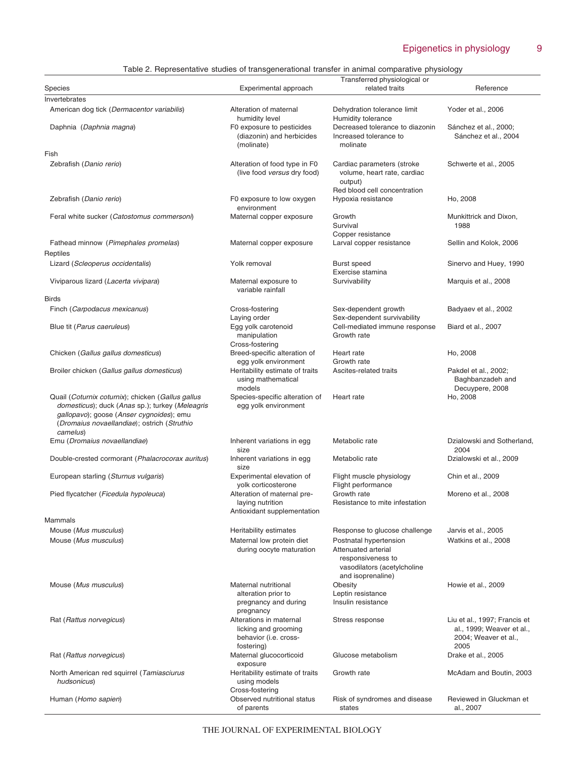Table 2. Representative studies of transgenerational transfer in animal comparative physiology

| Species | Experimental approach | Transferred physiological or related traits | Reference |
|---|---|---|---|
| Invertebrates | | | |
| American dog tick (*Dermacentor variabilis*) | Alteration of maternal humidity level | Dehydration tolerance limit<br>Humidity tolerance | Yoder et al., 2006 |
| Daphnia (*Daphnia magna*) | F0 exposure to pesticides (diazonin) and herbicides (molinate) | Decreased tolerance to diazonin<br>Increased tolerance to molinate | Sánchez et al., 2000; Sánchez et al., 2004 |
| Fish | | | |
| Zebrafish (*Danio rerio*) | Alteration of food type in F0 (live food *versus* dry food) | Cardiac parameters (stroke volume, heart rate, cardiac output)<br>Red blood cell concentration | Schwerte et al., 2005 |
| Zebrafish (*Danio rerio*) | F0 exposure to low oxygen environment | Hypoxia resistance | Ho, 2008 |
| Feral white sucker (*Catostomus commersoni*) | Maternal copper exposure | Growth<br>Survival<br>Copper resistance | Munkittrick and Dixon, 1988 |
| Fathead minnow (*Pimephales promelas*) | Maternal copper exposure | Larval copper resistance | Sellin and Kolok, 2006 |
| Reptiles | | | |
| Lizard (*Scleoperus occidentalis*) | Yolk removal | Burst speed<br>Exercise stamina | Sinervo and Huey, 1990 |
| Viviparous lizard (*Lacerta vivipara*) | Maternal exposure to variable rainfall | Survivability | Marquis et al., 2008 |
| Birds | | | |
| Finch (*Carpodacus mexicanus*) | Cross-fostering<br>Laying order | Sex-dependent growth<br>Sex-dependent survivability | Badyaev et al., 2002 |
| Blue tit (*Parus caeruleus*) | Egg yolk carotenoid manipulation<br>Cross-fostering | Cell-mediated immune response<br>Growth rate | Biard et al., 2007 |
| Chicken (*Gallus gallus domesticus*) | Breed-specific alteration of egg yolk environment | Heart rate<br>Growth rate | Ho, 2008 |
| Broiler chicken (*Gallus gallus domesticus*) | Heritability estimate of traits using mathematical models | Ascites-related traits | Pakdel et al., 2002; Baghbanzadeh and Decuypere, 2008 |
| Quail (*Coturnix coturnix*); chicken (*Gallus gallus domesticus*); duck (*Anas* sp.); turkey (*Meleagris gallopavo*); goose (*Anser cygnoides*); emu (*Dromaius novaellandiae*); ostrich (*Struthio camelus*) | Species-specific alteration of egg yolk environment | Heart rate | Ho, 2008 |
| Emu (*Dromaius novaellandiae*) | Inherent variations in egg size | Metabolic rate | Dzialowski and Sotherland, 2004 |
| Double-crested cormorant (*Phalacrocorax auritus*) | Inherent variations in egg size | Metabolic rate | Dzialowski et al., 2009 |
| European starling (*Sturnus vulgaris*) | Experimental elevation of yolk corticosterone | Flight muscle physiology<br>Flight performance | Chin et al., 2009 |
| Pied flycatcher (*Ficedula hypoleuca*) | Alteration of maternal pre-laying nutrition<br>Antioxidant supplementation | Growth rate<br>Resistance to mite infestation | Moreno et al., 2008 |
| Mammals | | | |
| Mouse (*Mus musculus*) | Heritability estimates | Response to glucose challenge | Jarvis et al., 2005 |
| Mouse (*Mus musculus*) | Maternal low protein diet during oocyte maturation | Postnatal hypertension<br>Attenuated arterial responsiveness to vasodilators (acetylcholine and isoprenaline) | Watkins et al., 2008 |
| Mouse (*Mus musculus*) | Maternal nutritional alteration prior to pregnancy and during pregnancy | Obesity<br>Leptin resistance<br>Insulin resistance | Howie et al., 2009 |
| Rat (*Rattus norvegicus*) | Alterations in maternal licking and grooming behavior (i.e. cross-fostering) | Stress response | Liu et al., 1997; Francis et al., 1999; Weaver et al., 2004; Weaver et al., 2005 |
| Rat (*Rattus norvegicus*) | Maternal glucocorticoid exposure | Glucose metabolism | Drake et al., 2005 |
| North American red squirrel (*Tamiasciurus hudsonicus*) | Heritability estimate of traits using models<br>Cross-fostering | Growth rate | McAdam and Boutin, 2003 |
| Human (*Homo sapien*) | Observed nutritional status of parents | Risk of syndromes and disease states | Reviewed in Gluckman et al., 2007 |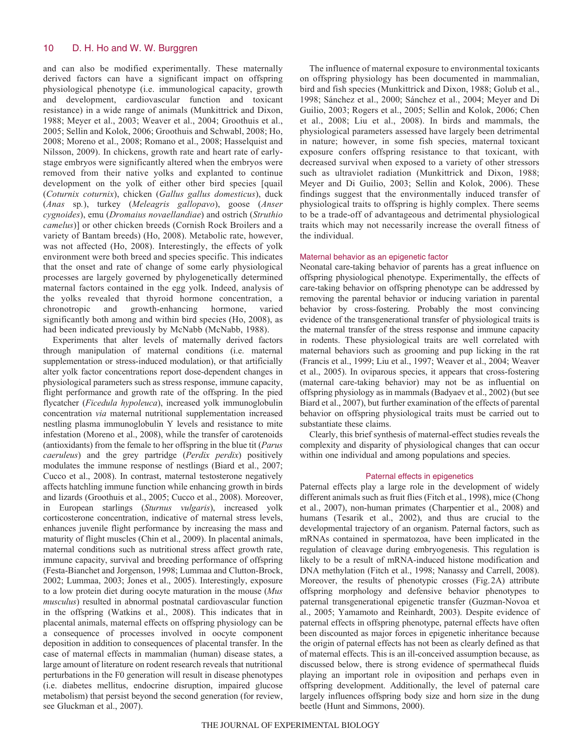and can also be modified experimentally. These maternally derived factors can have a significant impact on offspring physiological phenotype (i.e. immunological capacity, growth and development, cardiovascular function and toxicant resistance) in a wide range of animals (Munkittrick and Dixon, 1988; Meyer et al., 2003; Weaver et al., 2004; Groothuis et al., 2005; Sellin and Kolok, 2006; Groothuis and Schwabl, 2008; Ho, 2008; Moreno et al., 2008; Romano et al., 2008; Hasselquist and Nilsson, 2009). In chickens, growth rate and heart rate of early-stage embryos were significantly altered when the embryos were removed from their native yolks and explanted to continue development on the yolk of either other bird species [quail (*Coturnix coturnix*), chicken (*Gallus gallus domesticus*), duck (*Anas* sp.), turkey (*Meleagris gallopavo*), goose (*Anser cygnoides*), emu (*Dromaius novaellandiae*) and ostrich (*Struthio camelus*)] or other chicken breeds (Cornish Rock Broilers and a variety of Bantam breeds) (Ho, 2008). Metabolic rate, however, was not affected (Ho, 2008). Interestingly, the effects of yolk environment were both breed and species specific. This indicates that the onset and rate of change of some early physiological processes are largely governed by phylogenetically determined maternal factors contained in the egg yolk. Indeed, analysis of the yolks revealed that thyroid hormone concentration, a chronotropic and growth-enhancing hormone, varied significantly both among and within bird species (Ho, 2008), as had been indicated previously by McNabb (McNabb, 1988).

Experiments that alter levels of maternally derived factors through manipulation of maternal conditions (i.e. maternal supplementation or stress-induced modulation), or that artificially alter yolk factor concentrations report dose-dependent changes in physiological parameters such as stress response, immune capacity, flight performance and growth rate of the offspring. In the pied flycatcher (*Ficedula hypoleuca*), increased yolk immunoglobulin concentration *via* maternal nutritional supplementation increased nestling plasma immunoglobulin Y levels and resistance to mite infestation (Moreno et al., 2008), while the transfer of carotenoids (antioxidants) from the female to her offspring in the blue tit (*Parus caeruleus*) and the grey partridge (*Perdix perdix*) positively modulates the immune response of nestlings (Biard et al., 2007; Cucco et al., 2008). In contrast, maternal testosterone negatively affects hatchling immune function while enhancing growth in birds and lizards (Groothuis et al., 2005; Cucco et al., 2008). Moreover, in European starlings (*Sturnus vulgaris*), increased yolk corticosterone concentration, indicative of maternal stress levels, enhances juvenile flight performance by increasing the mass and maturity of flight muscles (Chin et al., 2009). In placental animals, maternal conditions such as nutritional stress affect growth rate, immune capacity, survival and breeding performance of offspring (Festa-Bianchet and Jorgenson, 1998; Lummaa and Clutton-Brock, 2002; Lummaa, 2003; Jones et al., 2005). Interestingly, exposure to a low protein diet during oocyte maturation in the mouse (*Mus musculus*) resulted in abnormal postnatal cardiovascular function in the offspring (Watkins et al., 2008). This indicates that in placental animals, maternal effects on offspring physiology can be a consequence of processes involved in oocyte component deposition in addition to consequences of placental transfer. In the case of maternal effects in mammalian (human) disease states, a large amount of literature on rodent research reveals that nutritional perturbations in the F0 generation will result in disease phenotypes (i.e. diabetes mellitus, endocrine disruption, impaired glucose metabolism) that persist beyond the second generation (for review, see Gluckman et al., 2007).

The influence of maternal exposure to environmental toxicants on offspring physiology has been documented in mammalian, bird and fish species (Munkittrick and Dixon, 1988; Golub et al., 1998; Sánchez et al., 2000; Sánchez et al., 2004; Meyer and Di Guilio, 2003; Rogers et al., 2005; Sellin and Kolok, 2006; Chen et al., 2008; Liu et al., 2008). In birds and mammals, the physiological parameters assessed have largely been detrimental in nature; however, in some fish species, maternal toxicant exposure confers offspring resistance to that toxicant, with decreased survival when exposed to a variety of other stressors such as ultraviolet radiation (Munkittrick and Dixon, 1988; Meyer and Di Guilio, 2003; Sellin and Kolok, 2006). These findings suggest that the environmentally induced transfer of physiological traits to offspring is highly complex. There seems to be a trade-off of advantageous and detrimental physiological traits which may not necessarily increase the overall fitness of the individual.

### Maternal behavior as an epigenetic factor

Neonatal care-taking behavior of parents has a great influence on offspring physiological phenotype. Experimentally, the effects of care-taking behavior on offspring phenotype can be addressed by removing the parental behavior or inducing variation in parental behavior by cross-fostering. Probably the most convincing evidence of the transgenerational transfer of physiological traits is the maternal transfer of the stress response and immune capacity in rodents. These physiological traits are well correlated with maternal behaviors such as grooming and pup licking in the rat (Francis et al., 1999; Liu et al., 1997; Weaver et al., 2004; Weaver et al., 2005). In oviparous species, it appears that cross-fostering (maternal care-taking behavior) may not be as influential on offspring physiology as in mammals (Badyaev et al., 2002) (but see Biard et al., 2007), but further examination of the effects of parental behavior on offspring physiological traits must be carried out to substantiate these claims.

Clearly, this brief synthesis of maternal-effect studies reveals the complexity and disparity of physiological changes that can occur within one individual and among populations and species.

## Paternal effects in epigenetics

Paternal effects play a large role in the development of widely different animals such as fruit flies (Fitch et al., 1998), mice (Chong et al., 2007), non-human primates (Charpentier et al., 2008) and humans (Tesarik et al., 2002), and thus are crucial to the developmental trajectory of an organism. Paternal factors, such as mRNAs contained in spermatozoa, have been implicated in the regulation of cleavage during embryogenesis. This regulation is likely to be a result of mRNA-induced histone modification and DNA methylation (Fitch et al., 1998; Nanassy and Carrell, 2008). Moreover, the results of phenotypic crosses (Fig. 2A) attribute offspring morphology and defensive behavior phenotypes to paternal transgenerational epigenetic transfer (Guzman-Novoa et al., 2005; Yamamoto and Reinhardt, 2003). Despite evidence of paternal effects in offspring phenotype, paternal effects have often been discounted as major forces in epigenetic inheritance because the origin of paternal effects has not been as clearly defined as that of maternal effects. This is an ill-conceived assumption because, as discussed below, there is strong evidence of spermathecal fluids playing an important role in oviposition and perhaps even in offspring development. Additionally, the level of paternal care largely influences offspring body size and horn size in the dung beetle (Hunt and Simmons, 2000).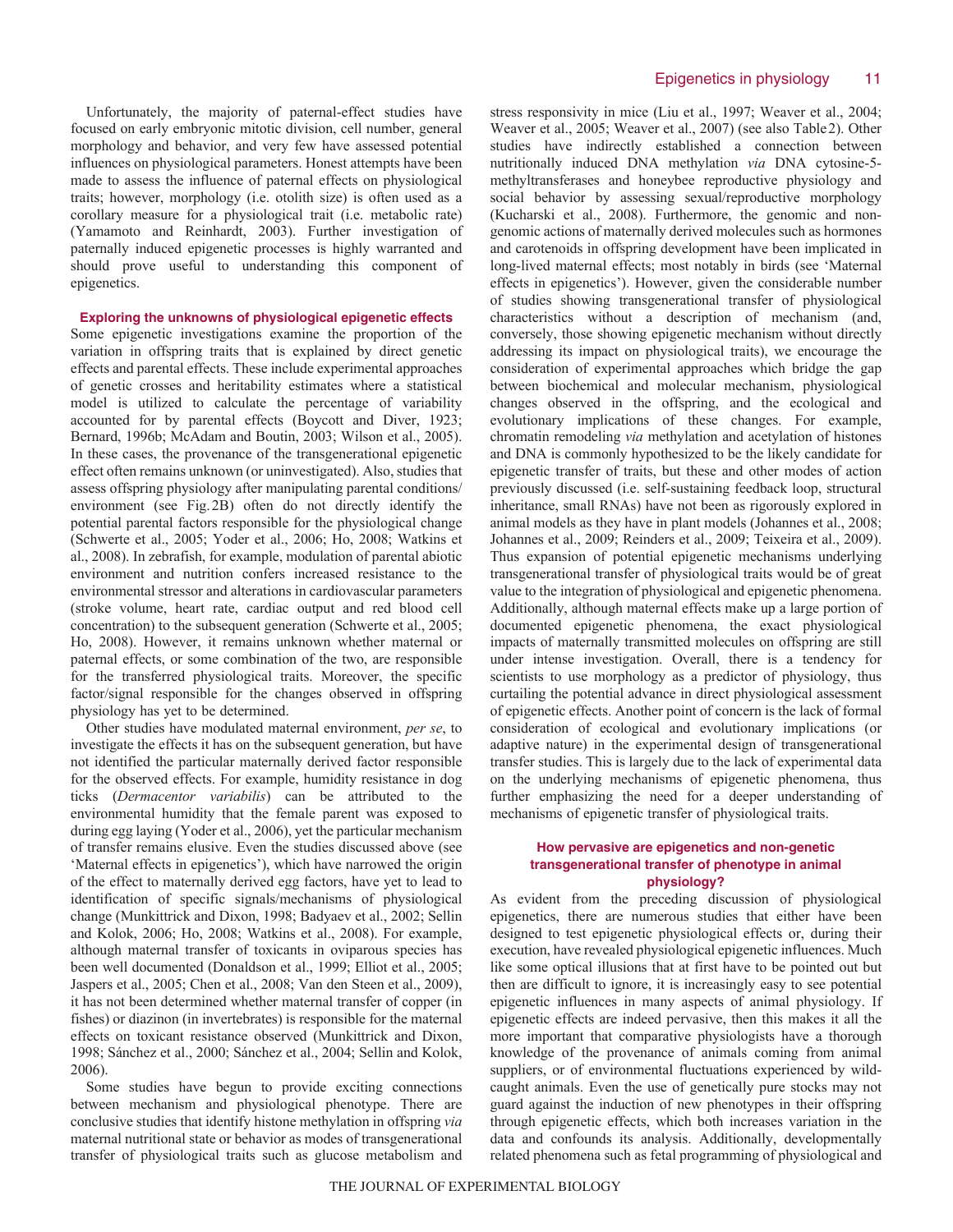Unfortunately, the majority of paternal-effect studies have focused on early embryonic mitotic division, cell number, general morphology and behavior, and very few have assessed potential influences on physiological parameters. Honest attempts have been made to assess the influence of paternal effects on physiological traits; however, morphology (i.e. otolith size) is often used as a corollary measure for a physiological trait (i.e. metabolic rate) (Yamamoto and Reinhardt, 2003). Further investigation of paternally induced epigenetic processes is highly warranted and should prove useful to understanding this component of epigenetics.

### Exploring the unknowns of physiological epigenetic effects

Some epigenetic investigations examine the proportion of the variation in offspring traits that is explained by direct genetic effects and parental effects. These include experimental approaches of genetic crosses and heritability estimates where a statistical model is utilized to calculate the percentage of variability accounted for by parental effects (Boycott and Diver, 1923; Bernard, 1996b; McAdam and Boutin, 2003; Wilson et al., 2005). In these cases, the provenance of the transgenerational epigenetic effect often remains unknown (or uninvestigated). Also, studies that assess offspring physiology after manipulating parental conditions/ environment (see Fig. 2B) often do not directly identify the potential parental factors responsible for the physiological change (Schwerte et al., 2005; Yoder et al., 2006; Ho, 2008; Watkins et al., 2008). In zebrafish, for example, modulation of parental abiotic environment and nutrition confers increased resistance to the environmental stressor and alterations in cardiovascular parameters (stroke volume, heart rate, cardiac output and red blood cell concentration) to the subsequent generation (Schwerte et al., 2005; Ho, 2008). However, it remains unknown whether maternal or paternal effects, or some combination of the two, are responsible for the transferred physiological traits. Moreover, the specific factor/signal responsible for the changes observed in offspring physiology has yet to be determined.

Other studies have modulated maternal environment, *per se*, to investigate the effects it has on the subsequent generation, but have not identified the particular maternally derived factor responsible for the observed effects. For example, humidity resistance in dog ticks (*Dermacentor variabilis*) can be attributed to the environmental humidity that the female parent was exposed to during egg laying (Yoder et al., 2006), yet the particular mechanism of transfer remains elusive. Even the studies discussed above (see 'Maternal effects in epigenetics'), which have narrowed the origin of the effect to maternally derived egg factors, have yet to lead to identification of specific signals/mechanisms of physiological change (Munkittrick and Dixon, 1998; Badyaev et al., 2002; Sellin and Kolok, 2006; Ho, 2008; Watkins et al., 2008). For example, although maternal transfer of toxicants in oviparous species has been well documented (Donaldson et al., 1999; Elliot et al., 2005; Jaspers et al., 2005; Chen et al., 2008; Van den Steen et al., 2009), it has not been determined whether maternal transfer of copper (in fishes) or diazinon (in invertebrates) is responsible for the maternal effects on toxicant resistance observed (Munkittrick and Dixon, 1998; Sánchez et al., 2000; Sánchez et al., 2004; Sellin and Kolok, 2006).

Some studies have begun to provide exciting connections between mechanism and physiological phenotype. There are conclusive studies that identify histone methylation in offspring *via* maternal nutritional state or behavior as modes of transgenerational transfer of physiological traits such as glucose metabolism and stress responsivity in mice (Liu et al., 1997; Weaver et al., 2004; Weaver et al., 2005; Weaver et al., 2007) (see also Table 2). Other studies have indirectly established a connection between nutritionally induced DNA methylation *via* DNA cytosine-5-methyltransferases and honeybee reproductive physiology and social behavior by assessing sexual/reproductive morphology (Kucharski et al., 2008). Furthermore, the genomic and non-genomic actions of maternally derived molecules such as hormones and carotenoids in offspring development have been implicated in long-lived maternal effects; most notably in birds (see 'Maternal effects in epigenetics'). However, given the considerable number of studies showing transgenerational transfer of physiological characteristics without a description of mechanism (and, conversely, those showing epigenetic mechanism without directly addressing its impact on physiological traits), we encourage the consideration of experimental approaches which bridge the gap between biochemical and molecular mechanism, physiological changes observed in the offspring, and the ecological and evolutionary implications of these changes. For example, chromatin remodeling *via* methylation and acetylation of histones and DNA is commonly hypothesized to be the likely candidate for epigenetic transfer of traits, but these and other modes of action previously discussed (i.e. self-sustaining feedback loop, structural inheritance, small RNAs) have not been as rigorously explored in animal models as they have in plant models (Johannes et al., 2008; Johannes et al., 2009; Reinders et al., 2009; Teixeira et al., 2009). Thus expansion of potential epigenetic mechanisms underlying transgenerational transfer of physiological traits would be of great value to the integration of physiological and epigenetic phenomena. Additionally, although maternal effects make up a large portion of documented epigenetic phenomena, the exact physiological impacts of maternally transmitted molecules on offspring are still under intense investigation. Overall, there is a tendency for scientists to use morphology as a predictor of physiology, thus curtailing the potential advance in direct physiological assessment of epigenetic effects. Another point of concern is the lack of formal consideration of ecological and evolutionary implications (or adaptive nature) in the experimental design of transgenerational transfer studies. This is largely due to the lack of experimental data on the underlying mechanisms of epigenetic phenomena, thus further emphasizing the need for a deeper understanding of mechanisms of epigenetic transfer of physiological traits.

## How pervasive are epigenetics and non-genetic transgenerational transfer of phenotype in animal physiology?

As evident from the preceding discussion of physiological epigenetics, there are numerous studies that either have been designed to test epigenetic physiological effects or, during their execution, have revealed physiological epigenetic influences. Much like some optical illusions that at first have to be pointed out but then are difficult to ignore, it is increasingly easy to see potential epigenetic influences in many aspects of animal physiology. If epigenetic effects are indeed pervasive, then this makes it all the more important that comparative physiologists have a thorough knowledge of the provenance of animals coming from animal suppliers, or of environmental fluctuations experienced by wild-caught animals. Even the use of genetically pure stocks may not guard against the induction of new phenotypes in their offspring through epigenetic effects, which both increases variation in the data and confounds its analysis. Additionally, developmentally related phenomena such as fetal programming of physiological and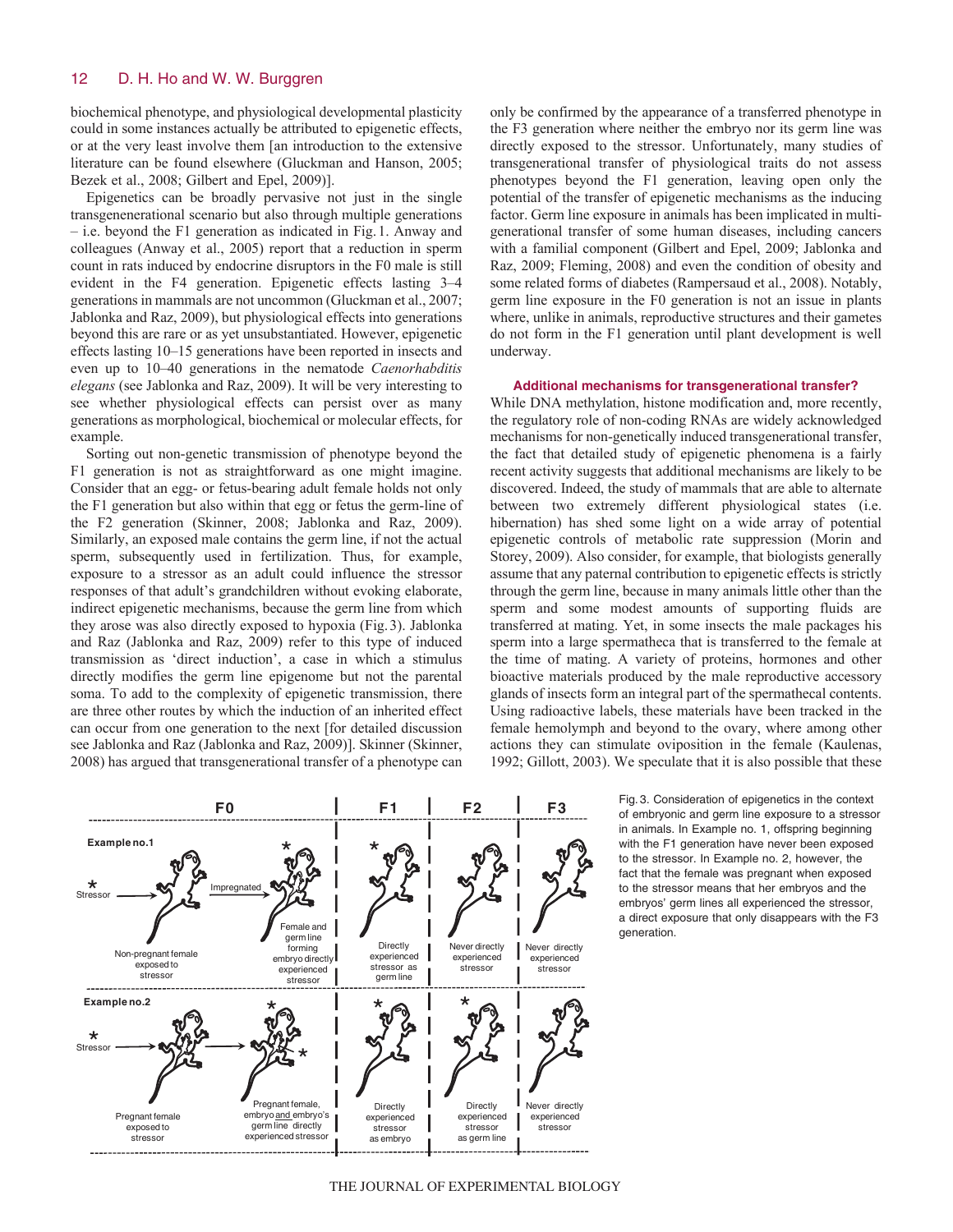biochemical phenotype, and physiological developmental plasticity could in some instances actually be attributed to epigenetic effects, or at the very least involve them [an introduction to the extensive literature can be found elsewhere (Gluckman and Hanson, 2005; Bezek et al., 2008; Gilbert and Epel, 2009)].

Epigenetics can be broadly pervasive not just in the single transgenenerational scenario but also through multiple generations – i.e. beyond the F1 generation as indicated in Fig. 1. Anway and colleagues (Anway et al., 2005) report that a reduction in sperm count in rats induced by endocrine disruptors in the F0 male is still evident in the F4 generation. Epigenetic effects lasting 3–4 generations in mammals are not uncommon (Gluckman et al., 2007; Jablonka and Raz, 2009), but physiological effects into generations beyond this are rare or as yet unsubstantiated. However, epigenetic effects lasting 10–15 generations have been reported in insects and even up to 10–40 generations in the nematode *Caenorhabditis elegans* (see Jablonka and Raz, 2009). It will be very interesting to see whether physiological effects can persist over as many generations as morphological, biochemical or molecular effects, for example.

Sorting out non-genetic transmission of phenotype beyond the F1 generation is not as straightforward as one might imagine. Consider that an egg- or fetus-bearing adult female holds not only the F1 generation but also within that egg or fetus the germ-line of the F2 generation (Skinner, 2008; Jablonka and Raz, 2009). Similarly, an exposed male contains the germ line, if not the actual sperm, subsequently used in fertilization. Thus, for example, exposure to a stressor as an adult could influence the stressor responses of that adult's grandchildren without evoking elaborate, indirect epigenetic mechanisms, because the germ line from which they arose was also directly exposed to hypoxia (Fig. 3). Jablonka and Raz (Jablonka and Raz, 2009) refer to this type of induced transmission as 'direct induction', a case in which a stimulus directly modifies the germ line epigenome but not the parental soma. To add to the complexity of epigenetic transmission, there are three other routes by which the induction of an inherited effect can occur from one generation to the next [for detailed discussion see Jablonka and Raz (Jablonka and Raz, 2009)]. Skinner (Skinner, 2008) has argued that transgenerational transfer of a phenotype can only be confirmed by the appearance of a transferred phenotype in the F3 generation where neither the embryo nor its germ line was directly exposed to the stressor. Unfortunately, many studies of transgenerational transfer of physiological traits do not assess phenotypes beyond the F1 generation, leaving open only the potential of the transfer of epigenetic mechanisms as the inducing factor. Germ line exposure in animals has been implicated in multi-generational transfer of some human diseases, including cancers with a familial component (Gilbert and Epel, 2009; Jablonka and Raz, 2009; Fleming, 2008) and even the condition of obesity and some related forms of diabetes (Rampersaud et al., 2008). Notably, germ line exposure in the F0 generation is not an issue in plants where, unlike in animals, reproductive structures and their gametes do not form in the F1 generation until plant development is well underway.

### Additional mechanisms for transgenerational transfer?

While DNA methylation, histone modification and, more recently, the regulatory role of non-coding RNAs are widely acknowledged mechanisms for non-genetically induced transgenerational transfer, the fact that detailed study of epigenetic phenomena is a fairly recent activity suggests that additional mechanisms are likely to be discovered. Indeed, the study of mammals that are able to alternate between two extremely different physiological states (i.e. hibernation) has shed some light on a wide array of potential epigenetic controls of metabolic rate suppression (Morin and Storey, 2009). Also consider, for example, that biologists generally assume that any paternal contribution to epigenetic effects is strictly through the germ line, because in many animals little other than the sperm and some modest amounts of supporting fluids are transferred at mating. Yet, in some insects the male packages his sperm into a large spermatheca that is transferred to the female at the time of mating. A variety of proteins, hormones and other bioactive materials produced by the male reproductive accessory glands of insects form an integral part of the spermathecal contents. Using radioactive labels, these materials have been tracked in the female hemolymph and beyond to the ovary, where among other actions they can stimulate oviposition in the female (Kaulenas, 1992; Gillott, 2003). We speculate that it is also possible that these

Fig. 3. Consideration of epigenetics in the context of embryonic and germ line exposure to a stressor in animals. In Example no. 1, offspring beginning with the F1 generation have never been exposed to the stressor. In Example no. 2, however, the fact that the female was pregnant when exposed to the stressor means that her embryos and the embryos' germ lines all experienced the stressor, a direct exposure that only disappears with the F3 generation.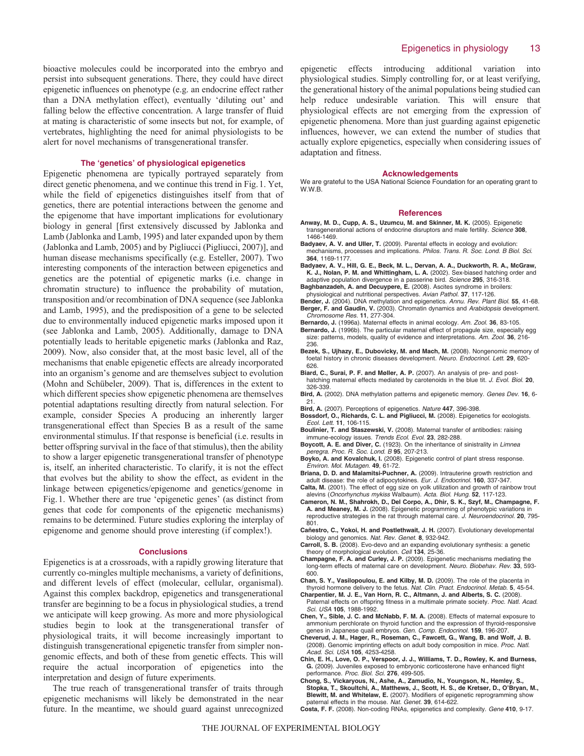bioactive molecules could be incorporated into the embryo and persist into subsequent generations. There, they could have direct epigenetic influences on phenotype (e.g. an endocrine effect rather than a DNA methylation effect), eventually 'diluting out' and falling below the effective concentration. A large transfer of fluid at mating is characteristic of some insects but not, for example, of vertebrates, highlighting the need for animal physiologists to be alert for novel mechanisms of transgenerational transfer.

## The 'genetics' of physiological epigenetics

Epigenetic phenomena are typically portrayed separately from direct genetic phenomena, and we continue this trend in Fig. 1. Yet, while the field of epigenetics distinguishes itself from that of genetics, there are potential interactions between the genome and the epigenome that have important implications for evolutionary biology in general [first extensively discussed by Jablonka and Lamb (Jablonka and Lamb, 1995) and later expanded upon by them (Jablonka and Lamb, 2005) and by Pigliucci (Pigliucci, 2007)], and human disease mechanisms specifically (e.g. Esteller, 2007). Two interesting components of the interaction between epigenetics and genetics are the potential of epigenetic marks (i.e. change in chromatin structure) to influence the probability of mutation, transposition and/or recombination of DNA sequence (see Jablonka and Lamb, 1995), and the predisposition of a gene to be selected due to environmentally induced epigenetic marks imposed upon it (see Jablonka and Lamb, 2005). Additionally, damage to DNA potentially leads to heritable epigenetic marks (Jablonka and Raz, 2009). Now, also consider that, at the most basic level, all of the mechanisms that enable epigenetic effects are already incorporated into an organism's genome and are themselves subject to evolution (Mohn and Schübeler, 2009). That is, differences in the extent to which different species show epigenetic phenomena are themselves potential adaptations resulting directly from natural selection. For example, consider Species A producing an inherently larger transgenerational effect than Species B as a result of the same environmental stimulus. If that response is beneficial (i.e. results in better offspring survival in the face of that stimulus), then the ability to show a larger epigenetic transgenerational transfer of phenotype is, itself, an inherited characteristic. To clarify, it is not the effect that evolves but the ability to show the effect, as evident in the linkage between epigenetics/epigenome and genetics/genome in Fig. 1. Whether there are true 'epigenetic genes' (as distinct from genes that code for components of the epigenetic mechanisms) remains to be determined. Future studies exploring the interplay of epigenome and genome should prove interesting (if complex!).

## Conclusions

Epigenetics is at a crossroads, with a rapidly growing literature that currently co-mingles multiple mechanisms, a variety of definitions, and different levels of effect (molecular, cellular, organismal). Against this complex backdrop, epigenetics and transgenerational transfer are beginning to be a focus in physiological studies, a trend we anticipate will keep growing. As more and more physiological studies begin to look at the transgenerational transfer of physiological traits, it will become increasingly important to distinguish transgenerational epigenetic transfer from simpler non-genomic effects, and both of these from genetic effects. This will require the actual incorporation of epigenetics into the interpretation and design of future experiments.

The true reach of transgenerational transfer of traits through epigenetic mechanisms will likely be demonstrated in the near future. In the meantime, we should guard against unrecognized epigenetic effects introducing additional variation into physiological studies. Simply controlling for, or at least verifying, the generational history of the animal populations being studied can help reduce undesirable variation. This will ensure that physiological effects are not emerging from the expression of epigenetic phenomena. More than just guarding against epigenetic influences, however, we can extend the number of studies that actually explore epigenetics, especially when considering issues of adaptation and fitness.

## Acknowledgements

We are grateful to the USA National Science Foundation for an operating grant to W.W.B.

## References

**Anway, M. D., Cupp, A. S., Uzumcu, M. and Skinner, M. K.** (2005). Epigenetic transgenerational actions of endocrine disruptors and male fertility. *Science* **308**, 1466-1469.

**Badyaev, A. V. and Uller, T.** (2009). Parental effects in ecology and evolution: mechanisms, processes and implications. *Philos. Trans. R. Soc. Lond. B Biol. Sci.* **364**, 1169-1177.

**Badyaev, A. V., Hill, G. E., Beck, M. L., Dervan, A. A., Duckworth, R. A., McGraw, K. J., Nolan, P. M. and Whittingham, L. A.** (2002). Sex-biased hatching order and adaptive population divergence in a passerine bird. *Science* **295**, 316-318.

**Baghbanzadeh, A. and Decuypere, E.** (2008). Ascites syndrome in broilers: physiological and nutritional perspectives. *Avian Pathol.* **37**, 117-126.

**Bender, J.** (2004). DNA methylation and epigenetics. *Annu. Rev. Plant Biol.* **55**, 41-68.

**Berger, F. and Gaudin, V.** (2003). Chromatin dynamics and *Arabidopsis* development. *Chromosome Res.* **11**, 277-304.

**Bernardo, J.** (1996a). Maternal effects in animal ecology. *Am. Zool.* **36**, 83-105.

**Bernardo, J.** (1996b). The particular maternal effect of propagule size, especially egg size: patterns, models, quality of evidence and interpretations. *Am. Zool.* **36**, 216-236.

**Bezek, S., Ujhazy, E., Dubovicky, M. and Mach, M.** (2008). Nongenomic memory of foetal history in chronic diseases development. *Neuro. Endocrinol. Lett.* **29**, 620-626.

**Biard, C., Surai, P. F. and Møller, A. P.** (2007). An analysis of pre- and post-hatching maternal effects mediated by carotenoids in the blue tit. *J. Evol. Biol.* **20**, 326-339.

**Bird, A.** (2002). DNA methylation patterns and epigenetic memory. *Genes Dev.* **16**, 6-21.

**Bird, A.** (2007). Perceptions of epigenetics. *Nature* **447**, 396-398.

**Bossdorf, O., Richards, C. L. and Pigliucci, M.** (2008). Epigenetics for ecologists. *Ecol. Lett.* **11**, 106-115.

**Boulinier, T. and Staszewski, V.** (2008). Maternal transfer of antibodies: raising immune-ecology issues. *Trends Ecol. Evol.* **23**, 282-288.

**Boycott, A. E. and Diver, C.** (1923). On the inheritance of sinistrality in *Limnea peregra*. *Proc. R. Soc. Lond. B* **95**, 207-213.

**Boyko, A. and Kovalchuk, I.** (2008). Epigenetic control of plant stress response. *Environ. Mol. Mutagen.* **49**, 61-72.

**Briana, D. D. and Malamitsi-Puchner, A.** (2009). Intrauterine growth restriction and adult disease: the role of adipocytokines. *Eur. J. Endocrinol.* **160**, 337-347.

**Calta, M.** (2001). The effect of egg size on yolk utilization and growth of rainbow trout alevins (*Oncorhynchus mykiss* Walbaum). *Acta. Biol. Hung.* **52**, 117-123.

**Cameron, N. M., Shahrokh, D., Del Corpo, A., Dhir, S. K., Szyf, M., Champagne, F. A. and Meaney, M. J.** (2008). Epigenetic programming of phenotypic variations in reproductive strategies in the rat through maternal care. *J. Neuroendocrinol.* **20**, 795-801.

**Cañestro, C., Yokoi, H. and Postlethwait, J. H.** (2007). Evolutionary developmental biology and genomics. *Nat. Rev. Genet.* **8**, 932-942.

**Carroll, S. B.** (2008). Evo-devo and an expanding evolutionary synthesis: a genetic theory of morphological evolution. *Cell* **134**, 25-36.

**Champagne, F. A. and Curley, J. P.** (2009). Epigenetic mechanisms mediating the long-term effects of maternal care on development. *Neuro. Biobehav. Rev.* **33**, 593-600.

**Chan, S. Y., Vasilopoulou, E. and Kilby, M. D.** (2009). The role of the placenta in thyroid hormone delivery to the fetus. *Nat. Clin. Pract. Endocrinol. Metab.* **5**, 45-54.

**Charpentier, M. J. E., Van Horn, R. C., Altmann, J. and Alberts, S. C.** (2008). Paternal effects on offspring fitness in a multimale primate society. *Proc. Natl. Acad. Sci. USA* **105**, 1988-1992.

**Chen, Y., Sible, J. C. and McNabb, F. M. A.** (2008). Effects of maternal exposure to ammonium perchlorate on thyroid function and the expression of thyroid-responsive genes in Japanese quail embryos. *Gen. Comp. Endocrinol.* **159**, 196-207.

**Cheverud, J. M., Hager, R., Roseman, C., Fawcett, G., Wang, B. and Wolf, J. B.** (2008). Genomic imprinting effects on adult body composition in mice. *Proc. Natl. Acad. Sci. USA* **105**, 4253-4258.

**Chin, E. H., Love, O. P., Verspoor, J. J., Williams, T. D., Rowley, K. and Burness, G.** (2009). Juveniles exposed to embryonic corticosterone have enhanced flight performance. *Proc. Biol. Sci.* **276**, 499-505.

**Chong, S., Vickaryous, N., Ashe, A., Zamudio, N., Youngson, N., Hemley, S., Stopka, T., Skoultchi, A., Matthews, J., Scott, H. S., de Kretser, D., O'Bryan, M., Blewitt, M. and Whitelaw, E.** (2007). Modifiers of epigenetic reprogramming show paternal effects in the mouse. *Nat. Genet.* **39**, 614-622.

**Costa, F. F.** (2008). Non-coding RNAs, epigenetics and complexity. *Gene* **410**, 9-17.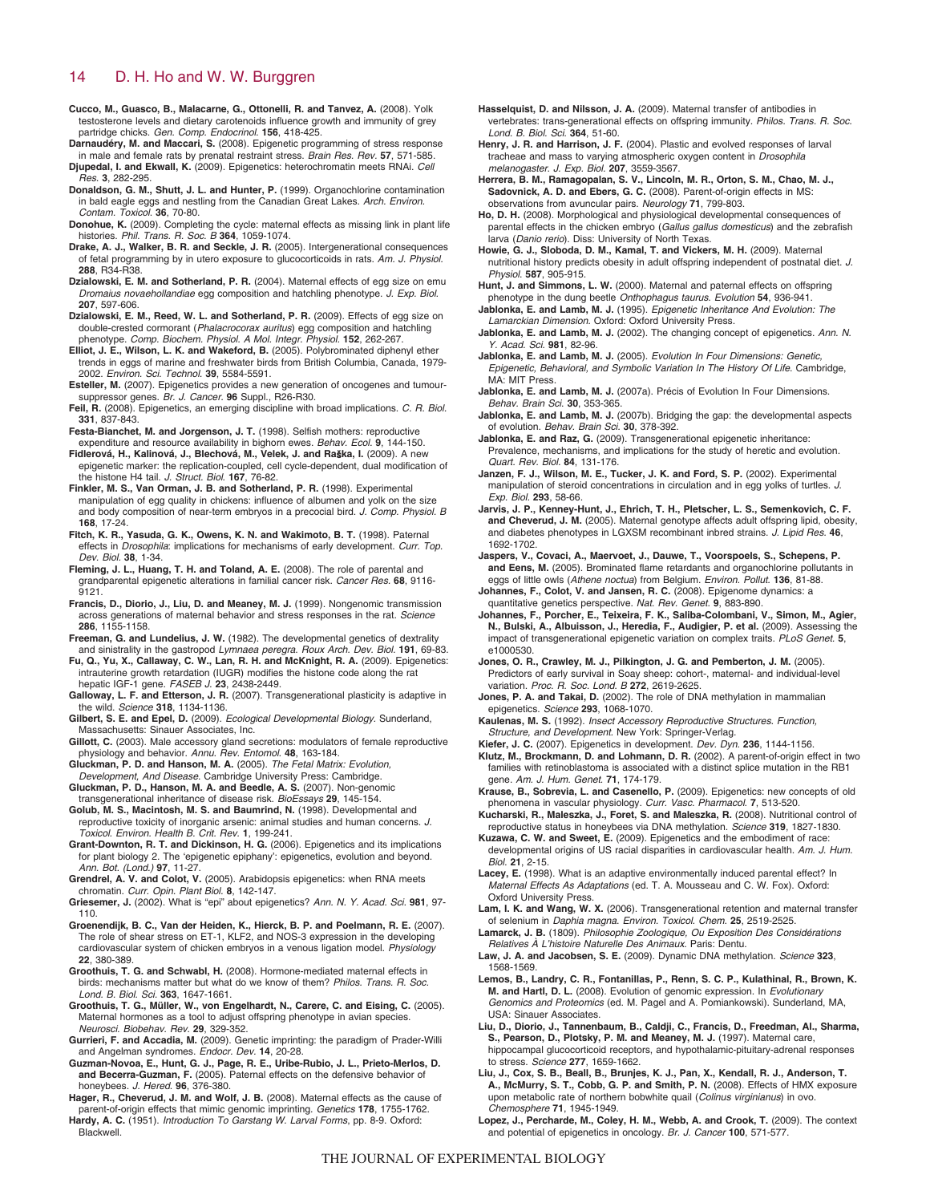**Cucco, M., Guasco, B., Malacarne, G., Ottonelli, R. and Tanvez, A.** (2008). Yolk testosterone levels and dietary carotenoids influence growth and immunity of grey partridge chicks. *Gen. Comp. Endocrinol.* **156**, 418-425.

**Darnaudéry, M. and Maccari, S.** (2008). Epigenetic programming of stress response in male and female rats by prenatal restraint stress. *Brain Res. Rev.* **57**, 571-585.

**Djupedal, I. and Ekwall, K.** (2009). Epigenetics: heterochromatin meets RNAi. *Cell Res.* **3**, 282-295.

**Donaldson, G. M., Shutt, J. L. and Hunter, P.** (1999). Organochlorine contamination in bald eagle eggs and nestling from the Canadian Great Lakes. *Arch. Environ. Contam. Toxicol.* **36**, 70-80.

**Donohue, K.** (2009). Completing the cycle: maternal effects as missing link in plant life histories. *Phil. Trans. R. Soc. B* **364**, 1059-1074.

**Drake, A. J., Walker, B. R. and Seckle, J. R.** (2005). Intergenerational consequences of fetal programming by in utero exposure to glucocorticoids in rats. *Am. J. Physiol.* **288**, R34-R38.

**Dzialowski, E. M. and Sotherland, P. R.** (2004). Maternal effects of egg size on emu *Dromaius novaehollandiae* egg composition and hatchling phenotype. *J. Exp. Biol.* **207**, 597-606.

**Dzialowski, E. M., Reed, W. L. and Sotherland, P. R.** (2009). Effects of egg size on double-crested cormorant (*Phalacrocorax auritus*) egg composition and hatchling phenotype. *Comp. Biochem. Physiol. A Mol. Integr. Physiol.* **152**, 262-267.

**Elliot, J. E., Wilson, L. K. and Wakeford, B.** (2005). Polybrominated diphenyl ether trends in eggs of marine and freshwater birds from British Columbia, Canada, 1979-2002. *Environ. Sci. Technol.* **39**, 5584-5591.

**Esteller, M.** (2007). Epigenetics provides a new generation of oncogenes and tumour-suppressor genes. *Br. J. Cancer.* **96** Suppl., R26-R30.

**Feil, R.** (2008). Epigenetics, an emerging discipline with broad implications. *C. R. Biol.* **331**, 837-843.

**Festa-Bianchet, M. and Jorgenson, J. T.** (1998). Selfish mothers: reproductive expenditure and resource availability in bighorn ewes. *Behav. Ecol.* **9**, 144-150.

**Fidlerová, H., Kalinová, J., Blechová, M., Velek, J. and Raška, I.** (2009). A new epigenetic marker: the replication-coupled, cell cycle-dependent, dual modification of the histone H4 tail. *J. Struct. Biol.* **167**, 76-82.

**Finkler, M. S., Van Orman, J. B. and Sotherland, P. R.** (1998). Experimental manipulation of egg quality in chickens: influence of albumen and yolk on the size and body composition of near-term embryos in a precocial bird. *J. Comp. Physiol. B* **168**, 17-24.

**Fitch, K. R., Yasuda, G. K., Owens, K. N. and Wakimoto, B. T.** (1998). Paternal effects in *Drosophila*: implications for mechanisms of early development. *Curr. Top. Dev. Biol.* **38**, 1-34.

**Fleming, J. L., Huang, T. H. and Toland, A. E.** (2008). The role of parental and grandparental epigenetic alterations in familial cancer risk. *Cancer Res.* **68**, 9116-9121.

**Francis, D., Diorio, J., Liu, D. and Meaney, M. J.** (1999). Nongenomic transmission across generations of maternal behavior and stress responses in the rat. *Science* **286**, 1155-1158.

**Freeman, G. and Lundelius, J. W.** (1982). The developmental genetics of dextrality and sinistrality in the gastropod *Lymnaea peregra*. *Roux Arch. Dev. Biol.* **191**, 69-83.

**Fu, Q., Yu, X., Callaway, C. W., Lan, R. H. and McKnight, R. A.** (2009). Epigenetics: intrauterine growth retardation (IUGR) modifies the histone code along the rat hepatic IGF-1 gene. *FASEB J.* **23**, 2438-2449.

**Galloway, L. F. and Etterson, J. R.** (2007). Transgenerational plasticity is adaptive in the wild. *Science* **318**, 1134-1136.

**Gilbert, S. E. and Epel, D.** (2009). *Ecological Developmental Biology*. Sunderland, Massachusetts: Sinauer Associates, Inc.

**Gillott, C.** (2003). Male accessory gland secretions: modulators of female reproductive physiology and behavior. *Annu. Rev. Entomol.* **48**, 163-184.

**Gluckman, P. D. and Hanson, M. A.** (2005). *The Fetal Matrix: Evolution, Development, And Disease*. Cambridge University Press: Cambridge.

**Gluckman, P. D., Hanson, M. A. and Beedle, A. S.** (2007). Non-genomic transgenerational inheritance of disease risk. *BioEssays* **29**, 145-154.

**Golub, M. S., Macintosh, M. S. and Baumrind, N.** (1998). Developmental and reproductive toxicity of inorganic arsenic: animal studies and human concerns. *J. Toxicol. Environ. Health B. Crit. Rev.* **1**, 199-241.

**Grant-Downton, R. T. and Dickinson, H. G.** (2006). Epigenetics and its implications for plant biology 2. The 'epigenetic epiphany': epigenetics, evolution and beyond. *Ann. Bot. (Lond.)* **97**, 11-27.

**Grendrel, A. V. and Colot, V.** (2005). Arabidopsis epigenetics: when RNA meets chromatin. *Curr. Opin. Plant Biol.* **8**, 142-147.

**Griesemer, J.** (2002). What is "epi" about epigenetics? *Ann. N. Y. Acad. Sci.* **981**, 97-110.

**Groenendijk, B. C., Van der Heiden, K., Hierck, B. P. and Poelmann, R. E.** (2007). The role of shear stress on ET-1, KLF2, and NOS-3 expression in the developing cardiovascular system of chicken embryos in a venous ligation model. *Physiology* **22**, 380-389.

**Groothuis, T. G. and Schwabl, H.** (2008). Hormone-mediated maternal effects in birds: mechanisms matter but what do we know of them? *Philos. Trans. R. Soc. Lond. B. Biol. Sci.* **363**, 1647-1661.

**Groothuis, T. G., Müller, W., von Engelhardt, N., Carere, C. and Eising, C.** (2005). Maternal hormones as a tool to adjust offspring phenotype in avian species. *Neurosci. Biobehav. Rev.* **29**, 329-352.

**Gurrieri, F. and Accadia, M.** (2009). Genetic imprinting: the paradigm of Prader-Willi and Angelman syndromes. *Endocr. Dev.* **14**, 20-28.

**Guzman-Novoa, E., Hunt, G. J., Page, R. E., Uribe-Rubio, J. L., Prieto-Merlos, D. and Becerra-Guzman, F.** (2005). Paternal effects on the defensive behavior of honeybees. *J. Hered.* **96**, 376-380.

**Hager, R., Cheverud, J. M. and Wolf, J. B.** (2008). Maternal effects as the cause of parent-of-origin effects that mimic genomic imprinting. *Genetics* **178**, 1755-1762.

**Hardy, A. C.** (1951). *Introduction To Garstang W. Larval Forms*, pp. 8-9. Oxford: Blackwell.

**Hasselquist, D. and Nilsson, J. A.** (2009). Maternal transfer of antibodies in vertebrates: trans-generational effects on offspring immunity. *Philos. Trans. R. Soc. Lond. B. Biol. Sci.* **364**, 51-60.

**Henry, J. R. and Harrison, J. F.** (2004). Plastic and evolved responses of larval tracheae and mass to varying atmospheric oxygen content in *Drosophila melanogaster*. *J. Exp. Biol.* **207**, 3559-3567.

**Herrera, B. M., Ramagopalan, S. V., Lincoln, M. R., Orton, S. M., Chao, M. J., Sadovnick, A. D. and Ebers, G. C.** (2008). Parent-of-origin effects in MS: observations from avuncular pairs. *Neurology* **71**, 799-803.

**Ho, D. H.** (2008). Morphological and physiological developmental consequences of parental effects in the chicken embryo (*Gallus gallus domesticus*) and the zebrafish larva (*Danio rerio*). Diss: University of North Texas.

**Howie, G. J., Sloboda, D. M., Kamal, T. and Vickers, M. H.** (2009). Maternal nutritional history predicts obesity in adult offspring independent of postnatal diet. *J. Physiol.* **587**, 905-915.

**Hunt, J. and Simmons, L. W.** (2000). Maternal and paternal effects on offspring phenotype in the dung beetle *Onthophagus taurus*. *Evolution* **54**, 936-941.

**Jablonka, E. and Lamb, M. J.** (1995). *Epigenetic Inheritance And Evolution: The Lamarckian Dimension*. Oxford: Oxford University Press.

**Jablonka, E. and Lamb, M. J.** (2002). The changing concept of epigenetics. *Ann. N. Y. Acad. Sci.* **981**, 82-96.

**Jablonka, E. and Lamb, M. J.** (2005). *Evolution In Four Dimensions: Genetic, Epigenetic, Behavioral, and Symbolic Variation In The History Of Life*. Cambridge, MA: MIT Press.

**Jablonka, E. and Lamb, M. J.** (2007a). Précis of Evolution In Four Dimensions. *Behav. Brain Sci.* **30**, 353-365.

**Jablonka, E. and Lamb, M. J.** (2007b). Bridging the gap: the developmental aspects of evolution. *Behav. Brain Sci.* **30**, 378-392.

**Jablonka, E. and Raz, G.** (2009). Transgenerational epigenetic inheritance: Prevalence, mechanisms, and implications for the study of heretic and evolution. *Quart. Rev. Biol.* **84**, 131-176.

**Janzen, F. J., Wilson, M. E., Tucker, J. K. and Ford, S. P.** (2002). Experimental manipulation of steroid concentrations in circulation and in egg yolks of turtles. *J. Exp. Biol.* **293**, 58-66.

**Jarvis, J. P., Kenney-Hunt, J., Ehrich, T. H., Pletscher, L. S., Semenkovich, C. F. and Cheverud, J. M.** (2005). Maternal genotype affects adult offspring lipid, obesity, and diabetes phenotypes in LGXSM recombinant inbred strains. *J. Lipid Res.* **46**, 1692-1702.

**Jaspers, V., Covaci, A., Maervoet, J., Dauwe, T., Voorspoels, S., Schepens, P. and Eens, M.** (2005). Brominated flame retardants and organochlorine pollutants in eggs of little owls (*Athene noctua*) from Belgium. *Environ. Pollut.* **136**, 81-88.

**Johannes, F., Colot, V. and Jansen, R. C.** (2008). Epigenome dynamics: a quantitative genetics perspective. *Nat. Rev. Genet.* **9**, 883-890.

**Johannes, F., Porcher, E., Teixeira, F. K., Saliba-Colombani, V., Simon, M., Agier, N., Bulski, A., Albuisson, J., Heredia, F., Audigier, P. et al.** (2009). Assessing the impact of transgenerational epigenetic variation on complex traits. *PLoS Genet.* **5**, e1000530.

**Jones, O. R., Crawley, M. J., Pilkington, J. G. and Pemberton, J. M.** (2005). Predictors of early survival in Soay sheep: cohort-, maternal- and individual-level variation. *Proc. R. Soc. Lond. B* **272**, 2619-2625.

**Jones, P. A. and Takai, D.** (2002). The role of DNA methylation in mammalian epigenetics. *Science* **293**, 1068-1070.

**Kaulenas, M. S.** (1992). *Insect Accessory Reproductive Structures. Function, Structure, and Development*. New York: Springer-Verlag.

**Kiefer, J. C.** (2007). Epigenetics in development. *Dev. Dyn.* **236**, 1144-1156.

**Klutz, M., Brockmann, D. and Lohmann, D. R.** (2002). A parent-of-origin effect in two families with retinoblastoma is associated with a distinct splice mutation in the RB1 gene. *Am. J. Hum. Genet.* **71**, 174-179.

**Krause, B., Sobrevia, L. and Casenello, P.** (2009). Epigenetics: new concepts of old phenomena in vascular physiology. *Curr. Vasc. Pharmacol.* **7**, 513-520.

**Kucharski, R., Maleszka, J., Foret, S. and Maleszka, R.** (2008). Nutritional control of reproductive status in honeybees via DNA methylation. *Science* **319**, 1827-1830.

**Kuzawa, C. W. and Sweet, E.** (2009). Epigenetics and the embodiment of race: developmental origins of US racial disparities in cardiovascular health. *Am. J. Hum. Biol.* **21**, 2-15.

**Lacey, E.** (1998). What is an adaptive environmentally induced parental effect? In *Maternal Effects As Adaptations* (ed. T. A. Mousseau and C. W. Fox). Oxford: Oxford University Press.

**Lam, I. K. and Wang, W. X.** (2006). Transgenerational retention and maternal transfer of selenium in *Daphnia magna*. *Environ. Toxicol. Chem.* **25**, 2519-2525.

**Lamarck, J. B.** (1809). *Philosophie Zoologique, Ou Exposition Des Considérations Relatives À L'histoire Naturelle Des Animaux*. Paris: Dentu.

**Law, J. A. and Jacobsen, S. E.** (2009). Dynamic DNA methylation. *Science* **323**, 1568-1569.

**Lemos, B., Landry, C. R., Fontanillas, P., Renn, S. C. P., Kulathinal, R., Brown, K. M. and Hartl, D. L.** (2008). Evolution of genomic expression. In *Evolutionary Genomics and Proteomics* (ed. M. Pagel and A. Pomiankowski). Sunderland, MA, USA: Sinauer Associates.

**Liu, D., Diorio, J., Tannenbaum, B., Caldji, C., Francis, D., Freedman, Al., Sharma, S., Pearson, D., Plotsky, P. M. and Meaney, M. J.** (1997). Maternal care, hippocampal glucocorticoid receptors, and hypothalamic-pituitary-adrenal responses to stress. *Science* **277**, 1659-1662.

**Liu, J., Cox, S. B., Beall, B., Brunjes, K. J., Pan, X., Kendall, R. J., Anderson, T. A., McMurry, S. T., Cobb, G. P. and Smith, P. N.** (2008). Effects of HMX exposure upon metabolic rate of northern bobwhite quail (*Colinus virginianus*) in ovo. *Chemosphere* **71**, 1945-1949.

**Lopez, J., Percharde, M., Coley, H. M., Webb, A. and Crook, T.** (2009). The context and potential of epigenetics in oncology. *Br. J. Cancer* **100**, 571-577.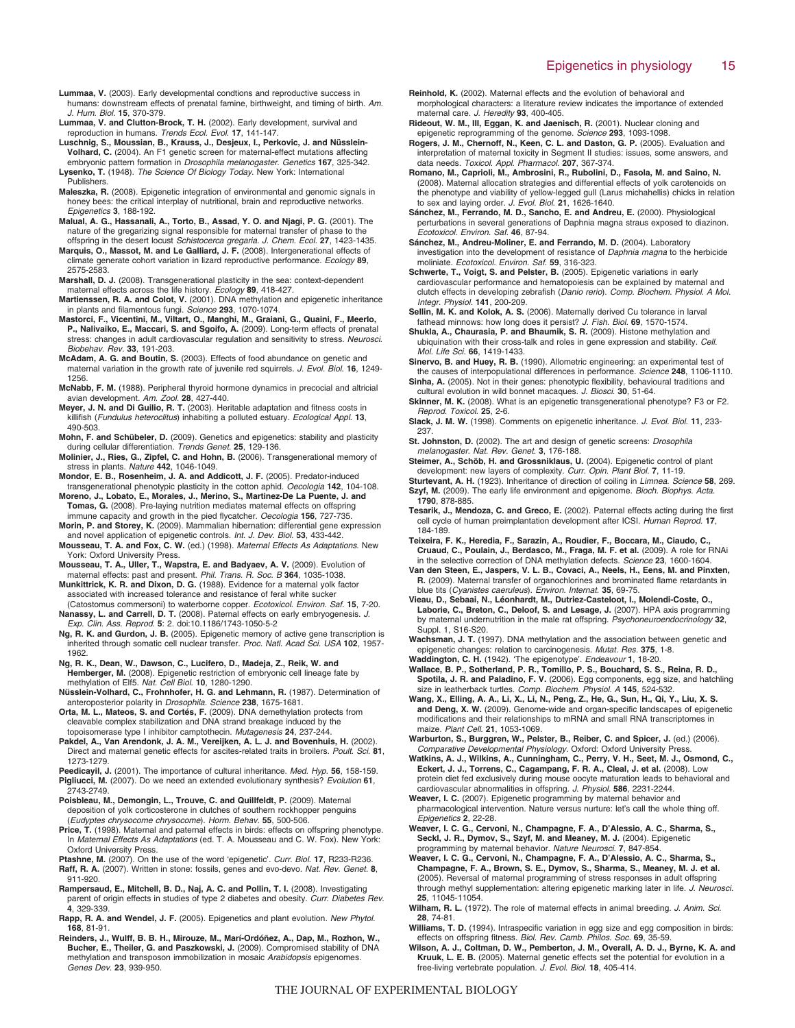**Lummaa, V.** (2003). Early developmental condtions and reproductive success in humans: downstream effects of prenatal famine, birthweight, and timing of birth. *Am. J. Hum. Biol.* **15**, 370-379.

**Lummaa, V. and Clutton-Brock, T. H.** (2002). Early development, survival and reproduction in humans. *Trends Ecol. Evol.* **17**, 141-147.

**Luschnig, S., Moussian, B., Krauss, J., Desjeux, I., Perkovic, J. and Nüsslein-Volhard, C.** (2004). An F1 genetic screen for maternal-effect mutations affecting embryonic pattern formation in *Drosophila melanogaster*. *Genetics* **167**, 325-342.

**Lysenko, T.** (1948). *The Science Of Biology Today*. New York: International Publishers.

**Maleszka, R.** (2008). Epigenetic integration of environmental and genomic signals in honey bees: the critical interplay of nutritional, brain and reproductive networks. *Epigenetics* **3**, 188-192.

**Malual, A. G., Hassanali, A., Torto, B., Assad, Y. O. and Njagi, P. G.** (2001). The nature of the gregarizing signal responsible for maternal transfer of phase to the offspring in the desert locust *Schistocerca gregaria*. *J. Chem. Ecol.* **27**, 1423-1435.

**Marquis, O., Massot, M. and Le Galliard, J. F.** (2008). Intergenerational effects of climate generate cohort variation in lizard reproductive performance. *Ecology* **89**, 2575-2583.

**Marshall, D. J.** (2008). Transgenerational plasticity in the sea: context-dependent maternal effects across the life history. *Ecology* **89**, 418-427.

**Martienssen, R. A. and Colot, V.** (2001). DNA methylation and epigenetic inheritance in plants and filamentous fungi. *Science* **293**, 1070-1074.

**Mastorci, F., Vicentini, M., Viltart, O., Manghi, M., Graiani, G., Quaini, F., Meerlo, P., Nalivaiko, E., Maccari, S. and Sgoifo, A.** (2009). Long-term effects of prenatal stress: changes in adult cardiovascular regulation and sensitivity to stress. *Neurosci. Biobehav. Rev.* **33**, 191-203.

**McAdam, A. G. and Boutin, S.** (2003). Effects of food abundance on genetic and maternal variation in the growth rate of juvenile red squirrels. *J. Evol. Biol.* **16**, 1249-1256.

**McNabb, F. M.** (1988). Peripheral thyroid hormone dynamics in precocial and altricial avian development. *Am. Zool.* **28**, 427-440.

**Meyer, J. N. and Di Guilio, R. T.** (2003). Heritable adaptation and fitness costs in killifish (*Fundulus heteroclitus*) inhabiting a polluted estuary. *Ecological Appl.* **13**, 490-503.

**Mohn, F. and Schübeler, D.** (2009). Genetics and epigenetics: stability and plasticity during cellular differentiation. *Trends Genet.* **25**, 129-136.

**Molinier, J., Ries, G., Zipfel, C. and Hohn, B.** (2006). Transgenerational memory of stress in plants. *Nature* **442**, 1046-1049.

**Mondor, E. B., Rosenheim, J. A. and Addicott, J. F.** (2005). Predator-induced transgenerational phenotypic plasticity in the cotton aphid. *Oecologia* **142**, 104-108.

**Moreno, J., Lobato, E., Morales, J., Merino, S., Martinez-De La Puente, J. and Tomas, G.** (2008). Pre-laying nutrition mediates maternal effects on offspring immune capacity and growth in the pied flycatcher. *Oecologia* **156**, 727-735.

**Morin, P. and Storey, K.** (2009). Mammalian hibernation: differential gene expression and novel application of epigenetic controls. *Int. J. Dev. Biol.* **53**, 433-442.

**Mousseau, T. A. and Fox, C. W.** (ed.) (1998). *Maternal Effects As Adaptations*. New York: Oxford University Press.

**Mousseau, T. A., Uller, T., Wapstra, E. and Badyaev, A. V.** (2009). Evolution of maternal effects: past and present. *Phil. Trans. R. Soc. B* **364**, 1035-1038.

**Munkittrick, K. R. and Dixon, D. G.** (1988). Evidence for a maternal yolk factor associated with increased tolerance and resistance of feral white sucker (Catostomus commersoni) to waterborne copper. *Ecotoxicol. Environ. Saf.* **15**, 7-20.

**Nanassy, L. and Carrell, D. T.** (2008). Paternal effects on early embryogenesis. *J. Exp. Clin. Ass. Reprod.* **5**: 2. doi:10.1186/1743-1050-5-2

**Ng, R. K. and Gurdon, J. B.** (2005). Epigenetic memory of active gene transcription is inherited through somatic cell nuclear transfer. *Proc. Natl. Acad Sci. USA* **102**, 1957-1962.

**Ng, R. K., Dean, W., Dawson, C., Lucifero, D., Madeja, Z., Reik, W. and Hemberger, M.** (2008). Epigenetic restriction of embryonic cell lineage fate by methylation of Elf5. *Nat. Cell Biol.* **10**, 1280-1290.

**Nüsslein-Volhard, C., Frohnhofer, H. G. and Lehmann, R.** (1987). Determination of anteroposterior polarity in *Drosophila*. *Science* **238**, 1675-1681.

**Orta, M. L., Mateos, S. and Cortés, F.** (2009). DNA demethylation protects from cleavable complex stabilization and DNA strand breakage induced by the topoisomerase type I inhibitor camptothecin. *Mutagenesis* **24**, 237-244.

**Pakdel, A., Van Arendonk, J. A. M., Vereijken, A. L. J. and Bovenhuis, H.** (2002). Direct and maternal genetic effects for ascites-related traits in broilers. *Poult. Sci.* **81**, 1273-1279.

**Peedicayil, J.** (2001). The importance of cultural inheritance. *Med. Hyp.* **56**, 158-159.

**Pigliucci, M.** (2007). Do we need an extended evolutionary synthesis? *Evolution* **61**, 2743-2749.

**Poisbleau, M., Demongin, L., Trouve, C. and Quillfeldt, P.** (2009). Maternal deposition of yolk corticosterone in clutches of southern rockhopper penguins (*Eudyptes chrysocome chrysocome*). *Horm. Behav.* **55**, 500-506.

**Price, T.** (1998). Maternal and paternal effects in birds: effects on offspring phenotype. In *Maternal Effects As Adaptations* (ed. T. A. Mousseau and C. W. Fox). New York: Oxford University Press.

**Ptashne, M.** (2007). On the use of the word 'epigenetic'. *Curr. Biol.* **17**, R233-R236.

**Raff, R. A.** (2007). Written in stone: fossils, genes and evo-devo. *Nat. Rev. Genet.* **8**, 911-920.

**Rampersaud, E., Mitchell, B. D., Naj, A. C. and Pollin, T. I.** (2008). Investigating parent of origin effects in studies of type 2 diabetes and obesity. *Curr. Diabetes Rev.* **4**, 329-339.

**Rapp, R. A. and Wendel, J. F.** (2005). Epigenetics and plant evolution. *New Phytol.* **168**, 81-91.

**Reinders, J., Wulff, B. B. H., Mirouze, M., Marí-Ordóñez, A., Dap, M., Rozhon, W., Bucher, E., Theiler, G. and Paszkowski, J.** (2009). Compromised stability of DNA methylation and transposon immobilization in mosaic *Arabidopsis* epigenomes. *Genes Dev.* **23**, 939-950.

**Reinhold, K.** (2002). Maternal effects and the evolution of behavioral and morphological characters: a literature review indicates the importance of extended maternal care. *J. Heredity* **93**, 400-405.

**Rideout, W. M., III, Eggan, K. and Jaenisch, R.** (2001). Nuclear cloning and epigenetic reprogramming of the genome. *Science* **293**, 1093-1098.

**Rogers, J. M., Chernoff, N., Keen, C. L. and Daston, G. P.** (2005). Evaluation and interpretation of maternal toxicity in Segment II studies: issues, some answers, and data needs. *Toxicol. Appl. Pharmacol.* **207**, 367-374.

**Romano, M., Caprioli, M., Ambrosini, R., Rubolini, D., Fasola, M. and Saino, N.** (2008). Maternal allocation strategies and differential effects of yolk carotenoids on the phenotype and viability of yellow-legged gull (Larus michahellis) chicks in relation to sex and laying order. *J. Evol. Biol.* **21**, 1626-1640.

**Sánchez, M., Ferrando, M. D., Sancho, E. and Andreu, E.** (2000). Physiological perturbations in several generations of Daphnia magna straus exposed to diazinon. *Ecotoxicol. Environ. Saf.* **46**, 87-94.

**Sánchez, M., Andreu-Moliner, E. and Ferrando, M. D.** (2004). Laboratory investigation into the development of resistance of *Daphnia magna* to the herbicide moliniate. *Ecotoxicol. Environ. Saf.* **59**, 316-323.

**Schwerte, T., Voigt, S. and Pelster, B.** (2005). Epigenetic variations in early cardiovascular performance and hematopoiesis can be explained by maternal and clutch effects in developing zebrafish (*Danio rerio*). *Comp. Biochem. Physiol. A Mol. Integr. Physiol.* **141**, 200-209.

**Sellin, M. K. and Kolok, A. S.** (2006). Maternally derived Cu tolerance in larval fathead minnows: how long does it persist? *J. Fish. Biol.* **69**, 1570-1574.

**Shukla, A., Chaurasia, P. and Bhaumik, S. R.** (2009). Histone methylation and ubiquination with their cross-talk and roles in gene expression and stability. *Cell. Mol. Life Sci.* **66**, 1419-1433.

**Sinervo, B. and Huey, R. B.** (1990). Allometric engineering: an experimental test of the causes of interpopulational differences in performance. *Science* **248**, 1106-1110.

**Sinha, A.** (2005). Not in their genes: phenotypic flexibility, behavioural traditions and cultural evolution in wild bonnet macaques. *J. Biosci.* **30**, 51-64.

**Skinner, M. K.** (2008). What is an epigenetic transgenerational phenotype? F3 or F2. *Reprod. Toxicol.* **25**, 2-6.

**Slack, J. M. W.** (1998). Comments on epigenetic inheritance. *J. Evol. Biol.* **11**, 233-237.

**St. Johnston, D.** (2002). The art and design of genetic screens: *Drosophila melanogaster*. *Nat. Rev. Genet.* **3**, 176-188.

**Steimer, A., Schöb, H. and Grossniklaus, U.** (2004). Epigenetic control of plant development: new layers of complexity. *Curr. Opin. Plant Biol.* **7**, 11-19.

**Sturtevant, A. H.** (1923). Inheritance of direction of coiling in *Limnea*. *Science* **58**, 269.

**Szyf, M.** (2009). The early life environment and epigenome. *Bioch. Biophys. Acta.* **1790**, 878-885.

**Tesarik, J., Mendoza, C. and Greco, E.** (2002). Paternal effects acting during the first cell cycle of human preimplantation development after ICSI. *Human Reprod.* **17**, 184-189.

**Teixeira, F. K., Heredia, F., Sarazin, A., Roudier, F., Boccara, M., Ciaudo, C., Cruaud, C., Poulain, J., Berdasco, M., Fraga, M. F. et al.** (2009). A role for RNAi in the selective correction of DNA methylation defects. *Science* **23**, 1600-1604.

**Van den Steen, E., Jaspers, V. L. B., Covaci, A., Neels, H., Eens, M. and Pinxten, R.** (2009). Maternal transfer of organochlorines and brominated flame retardants in blue tits (*Cyanistes caeruleus*). *Environ. Internat.* **35**, 69-75.

**Vieau, D., Sebaai, N., Léonhardt, M., Dutriez-Casteloot, I., Molendi-Coste, O., Laborie, C., Breton, C., Deloof, S. and Lesage, J.** (2007). HPA axis programming by maternal undernutrition in the male rat offspring. *Psychoneuroendocrinology* **32**, Suppl. 1, S16-S20.

**Wachsman, J. T.** (1997). DNA methylation and the association between genetic and epigenetic changes: relation to carcinogenesis. *Mutat. Res.* **375**, 1-8.

**Waddington, C. H.** (1942). 'The epigenotype'. *Endeavour* **1**, 18-20.

**Wallace, B. P., Sotherland, P. R., Tomillo, P. S., Bouchard, S. S., Reina, R. D., Spotila, J. R. and Paladino, F. V.** (2006). Egg components, egg size, and hatchling size in leatherback turtles. *Comp. Biochem. Physiol. A* **145**, 524-532.

**Wang, X., Elling, A. A., Li, X., Li, N., Peng, Z., He, G., Sun, H., Qi, Y., Liu, X. S. and Deng, X. W.** (2009). Genome-wide and organ-specific landscapes of epigenetic modifications and their relationships to mRNA and small RNA transcriptomes in maize. *Plant Cell.* **21**, 1053-1069.

**Warburton, S., Burggren, W., Pelster, B., Reiber, C. and Spicer, J.** (ed.) (2006). *Comparative Developmental Physiology*. Oxford: Oxford University Press.

**Watkins, A. J., Wilkins, A., Cunningham, C., Perry, V. H., Seet, M. J., Osmond, C., Eckert, J. J., Torrens, C., Cagampang, F. R. A., Cleal, J. et al.** (2008). Low protein diet fed exclusively during mouse oocyte maturation leads to behavioral and cardiovascular abnormalities in offspring. *J. Physiol.* **586**, 2231-2244.

**Weaver, I. C.** (2007). Epigenetic programming by maternal behavior and pharmacological intervention. Nature versus nurture: let's call the whole thing off. *Epigenetics* **2**, 22-28.

**Weaver, I. C. G., Cervoni, N., Champagne, F. A., D'Alessio, A. C., Sharma, S., Seckl, J. R., Dymov, S., Szyf, M. and Meaney, M. J.** (2004). Epigenetic programming by maternal behavior. *Nature Neurosci.* **7**, 847-854.

**Weaver, I. C. G., Cervoni, N., Champagne, F. A., D'Alessio, A. C., Sharma, S., Champagne, F. A., Brown, S. E., Dymov, S., Sharma, S., Meaney, M. J. et al.** (2005). Reversal of maternal programming of stress responses in adult offspring through methyl supplementation: altering epigenetic marking later in life. *J. Neurosci.* **25**, 11045-11054.

**Wilham, R. L.** (1972). The role of maternal effects in animal breeding. *J. Anim. Sci.* **28**, 74-81.

**Williams, T. D.** (1994). Intraspecific variation in egg size and egg composition in birds: effects on offspring fitness. *Biol. Rev. Camb. Philos. Soc.* **69**, 35-59.

**Wilson, A. J., Coltman, D. W., Pemberton, J. M., Overall, A. D. J., Byrne, K. A. and Kruuk, L. E. B.** (2005). Maternal genetic effects set the potential for evolution in a free-living vertebrate population. *J. Evol. Biol.* **18**, 405-414.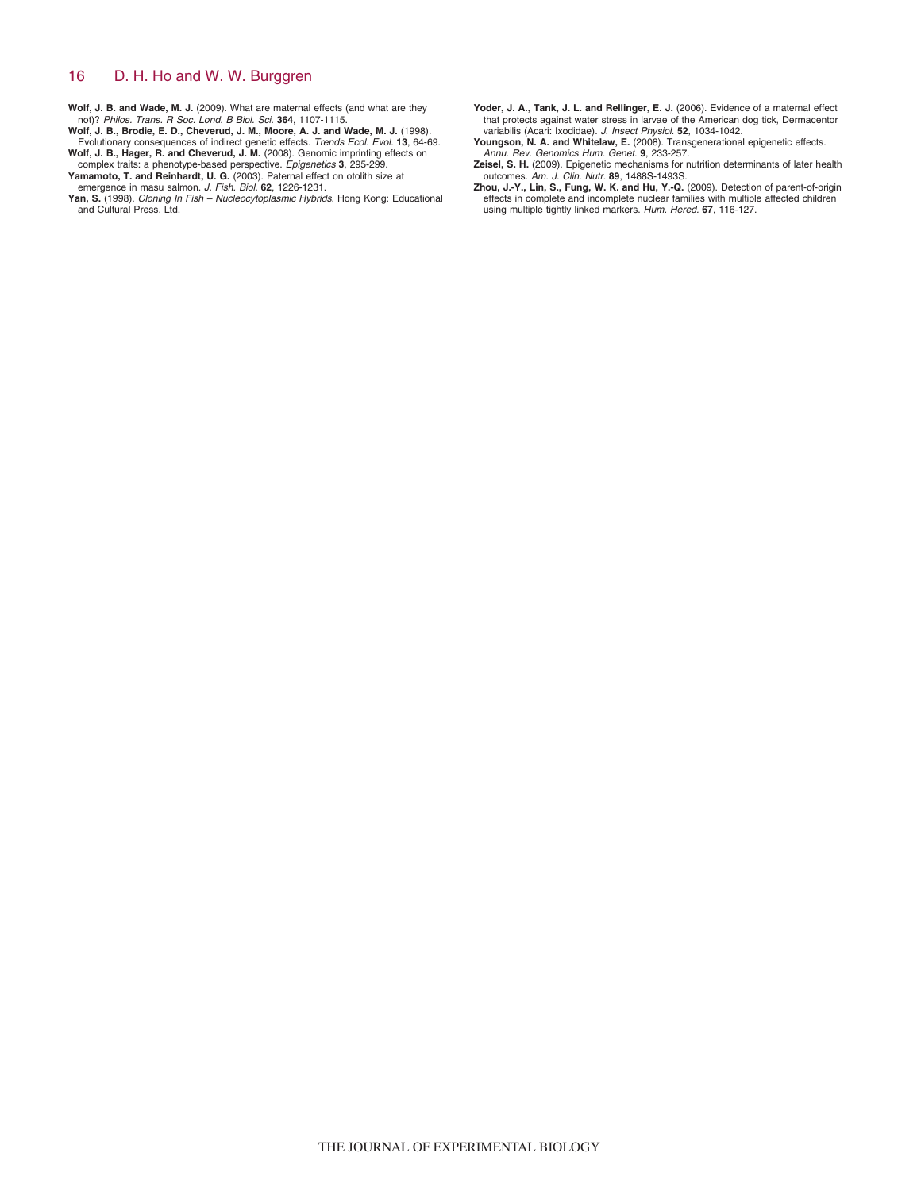**Wolf, J. B. and Wade, M. J.** (2009). What are maternal effects (and what are they not)? *Philos. Trans. R Soc. Lond. B Biol. Sci.* **364**, 1107-1115.

**Wolf, J. B., Brodie, E. D., Cheverud, J. M., Moore, A. J. and Wade, M. J.** (1998). Evolutionary consequences of indirect genetic effects. *Trends Ecol. Evol.* **13**, 64-69.

**Wolf, J. B., Hager, R. and Cheverud, J. M.** (2008). Genomic imprinting effects on complex traits: a phenotype-based perspective. *Epigenetics* **3**, 295-299.

**Yamamoto, T. and Reinhardt, U. G.** (2003). Paternal effect on otolith size at emergence in masu salmon. *J. Fish. Biol.* **62**, 1226-1231.

**Yan, S.** (1998). *Cloning In Fish – Nucleocytoplasmic Hybrids*. Hong Kong: Educational and Cultural Press, Ltd.

**Yoder, J. A., Tank, J. L. and Rellinger, E. J.** (2006). Evidence of a maternal effect that protects against water stress in larvae of the American dog tick, Dermacentor variabilis (Acari: Ixodidae). *J. Insect Physiol.* **52**, 1034-1042.

**Youngson, N. A. and Whitelaw, E.** (2008). Transgenerational epigenetic effects. *Annu. Rev. Genomics Hum. Genet.* **9**, 233-257.

**Zeisel, S. H.** (2009). Epigenetic mechanisms for nutrition determinants of later health outcomes. *Am. J. Clin. Nutr.* **89**, 1488S-1493S.

**Zhou, J.-Y., Lin, S., Fung, W. K. and Hu, Y.-Q.** (2009). Detection of parent-of-origin effects in complete and incomplete nuclear families with multiple affected children using multiple tightly linked markers. *Hum. Hered.* **67**, 116-127.